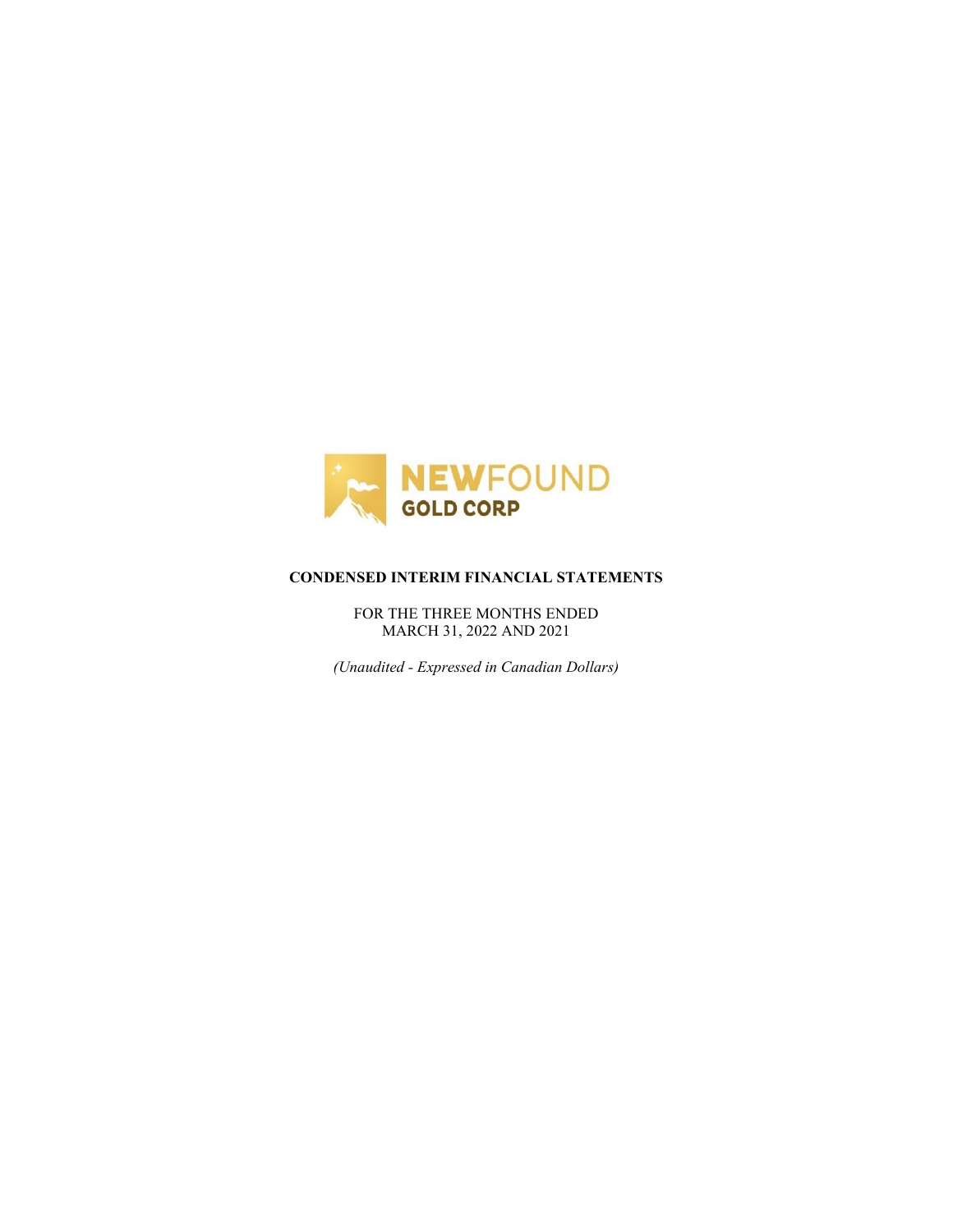**NEWFOUND GOLD CORP**

# CONDENSED INTERIM FINANCIAL STATEMENTS

FOR THE THREE MONTHS ENDED
MARCH 31, 2022 AND 2021

*(Unaudited - Expressed in Canadian Dollars)*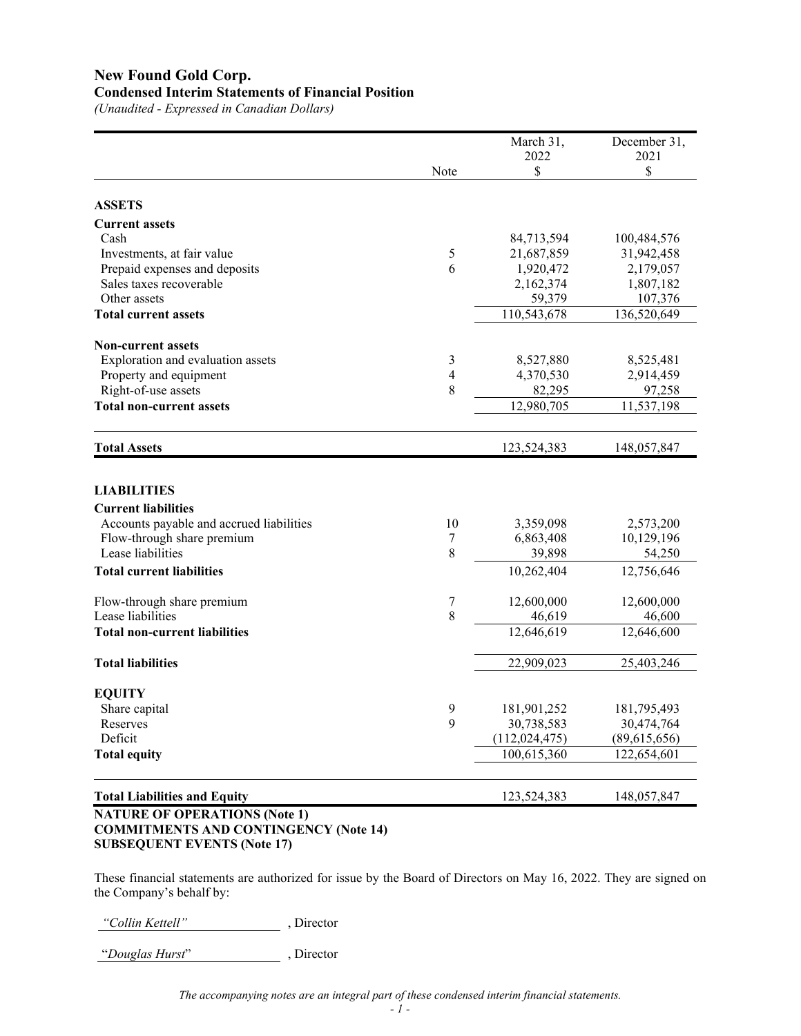# New Found Gold Corp.

## Condensed Interim Statements of Financial Position

*(Unaudited - Expressed in Canadian Dollars)*

| | Note | March 31, 2022 $ | December 31, 2021 $ |
|---|---|---|---|
| **ASSETS** | | | |
| **Current assets** | | | |
| Cash | | 84,713,594 | 100,484,576 |
| Investments, at fair value | 5 | 21,687,859 | 31,942,458 |
| Prepaid expenses and deposits | 6 | 1,920,472 | 2,179,057 |
| Sales taxes recoverable | | 2,162,374 | 1,807,182 |
| Other assets | | 59,379 | 107,376 |
| **Total current assets** | | 110,543,678 | 136,520,649 |
| **Non-current assets** | | | |
| Exploration and evaluation assets | 3 | 8,527,880 | 8,525,481 |
| Property and equipment | 4 | 4,370,530 | 2,914,459 |
| Right-of-use assets | 8 | 82,295 | 97,258 |
| **Total non-current assets** | | 12,980,705 | 11,537,198 |
| **Total Assets** | | 123,524,383 | 148,057,847 |
| **LIABILITIES** | | | |
| **Current liabilities** | | | |
| Accounts payable and accrued liabilities | 10 | 3,359,098 | 2,573,200 |
| Flow-through share premium | 7 | 6,863,408 | 10,129,196 |
| Lease liabilities | 8 | 39,898 | 54,250 |
| **Total current liabilities** | | 10,262,404 | 12,756,646 |
| Flow-through share premium | 7 | 12,600,000 | 12,600,000 |
| Lease liabilities | 8 | 46,619 | 46,600 |
| **Total non-current liabilities** | | 12,646,619 | 12,646,600 |
| **Total liabilities** | | 22,909,023 | 25,403,246 |
| **EQUITY** | | | |
| Share capital | 9 | 181,901,252 | 181,795,493 |
| Reserves | 9 | 30,738,583 | 30,474,764 |
| Deficit | | (112,024,475) | (89,615,656) |
| **Total equity** | | 100,615,360 | 122,654,601 |
| **Total Liabilities and Equity** | | 123,524,383 | 148,057,847 |

**NATURE OF OPERATIONS (Note 1)**
**COMMITMENTS AND CONTINGENCY (Note 14)**
**SUBSEQUENT EVENTS (Note 17)**

These financial statements are authorized for issue by the Board of Directors on May 16, 2022. They are signed on the Company's behalf by:

*"Collin Kettell"*, Director

"*Douglas Hurst*", Director

*The accompanying notes are an integral part of these condensed interim financial statements.*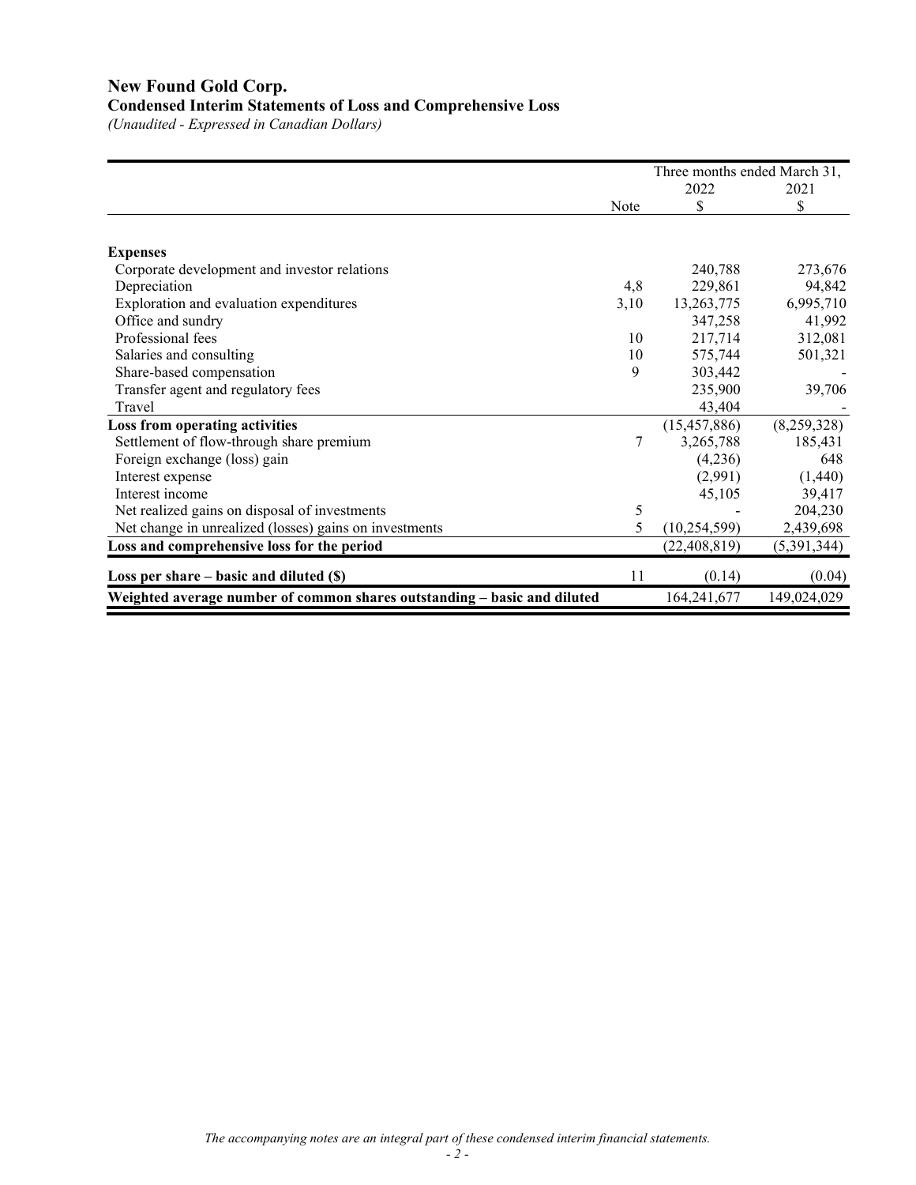# New Found Gold Corp.

## Condensed Interim Statements of Loss and Comprehensive Loss

*(Unaudited - Expressed in Canadian Dollars)*

| | | Three months ended March 31, | |
|---|---|---|---|
| | | 2022 | 2021 |
| | Note | $ | $ |
| **Expenses** | | | |
| Corporate development and investor relations | | 240,788 | 273,676 |
| Depreciation | 4,8 | 229,861 | 94,842 |
| Exploration and evaluation expenditures | 3,10 | 13,263,775 | 6,995,710 |
| Office and sundry | | 347,258 | 41,992 |
| Professional fees | 10 | 217,714 | 312,081 |
| Salaries and consulting | 10 | 575,744 | 501,321 |
| Share-based compensation | 9 | 303,442 | - |
| Transfer agent and regulatory fees | | 235,900 | 39,706 |
| Travel | | 43,404 | - |
| **Loss from operating activities** | | (15,457,886) | (8,259,328) |
| Settlement of flow-through share premium | 7 | 3,265,788 | 185,431 |
| Foreign exchange (loss) gain | | (4,236) | 648 |
| Interest expense | | (2,991) | (1,440) |
| Interest income | | 45,105 | 39,417 |
| Net realized gains on disposal of investments | 5 | - | 204,230 |
| Net change in unrealized (losses) gains on investments | 5 | (10,254,599) | 2,439,698 |
| **Loss and comprehensive loss for the period** | | (22,408,819) | (5,391,344) |
| **Loss per share – basic and diluted ($)** | 11 | (0.14) | (0.04) |
| **Weighted average number of common shares outstanding – basic and diluted** | | 164,241,677 | 149,024,029 |

*The accompanying notes are an integral part of these condensed interim financial statements.*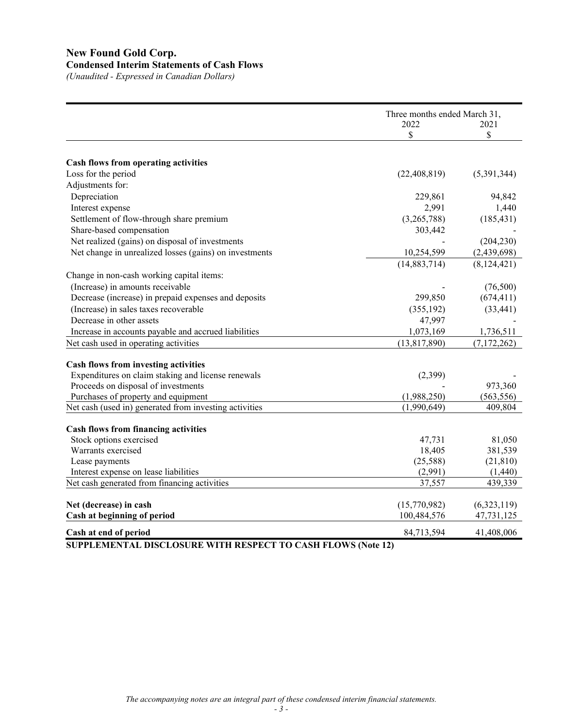# New Found Gold Corp.
## Condensed Interim Statements of Cash Flows
*(Unaudited - Expressed in Canadian Dollars)*

| | Three months ended March 31, | |
|---|---|---|
| | 2022 | 2021 |
| | $ | $ |
| **Cash flows from operating activities** | | |
| Loss for the period | (22,408,819) | (5,391,344) |
| Adjustments for: | | |
| Depreciation | 229,861 | 94,842 |
| Interest expense | 2,991 | 1,440 |
| Settlement of flow-through share premium | (3,265,788) | (185,431) |
| Share-based compensation | 303,442 | - |
| Net realized (gains) on disposal of investments | - | (204,230) |
| Net change in unrealized losses (gains) on investments | 10,254,599 | (2,439,698) |
| | (14,883,714) | (8,124,421) |
| Change in non-cash working capital items: | | |
| (Increase) in amounts receivable | - | (76,500) |
| Decrease (increase) in prepaid expenses and deposits | 299,850 | (674,411) |
| (Increase) in sales taxes recoverable | (355,192) | (33,441) |
| Decrease in other assets | 47,997 | - |
| Increase in accounts payable and accrued liabilities | 1,073,169 | 1,736,511 |
| Net cash used in operating activities | (13,817,890) | (7,172,262) |
| **Cash flows from investing activities** | | |
| Expenditures on claim staking and license renewals | (2,399) | - |
| Proceeds on disposal of investments | - | 973,360 |
| Purchases of property and equipment | (1,988,250) | (563,556) |
| Net cash (used in) generated from investing activities | (1,990,649) | 409,804 |
| **Cash flows from financing activities** | | |
| Stock options exercised | 47,731 | 81,050 |
| Warrants exercised | 18,405 | 381,539 |
| Lease payments | (25,588) | (21,810) |
| Interest expense on lease liabilities | (2,991) | (1,440) |
| Net cash generated from financing activities | 37,557 | 439,339 |
| **Net (decrease) in cash** | (15,770,982) | (6,323,119) |
| **Cash at beginning of period** | 100,484,576 | 47,731,125 |
| **Cash at end of period** | 84,713,594 | 41,408,006 |

**SUPPLEMENTAL DISCLOSURE WITH RESPECT TO CASH FLOWS (Note 12)**

*The accompanying notes are an integral part of these condensed interim financial statements.*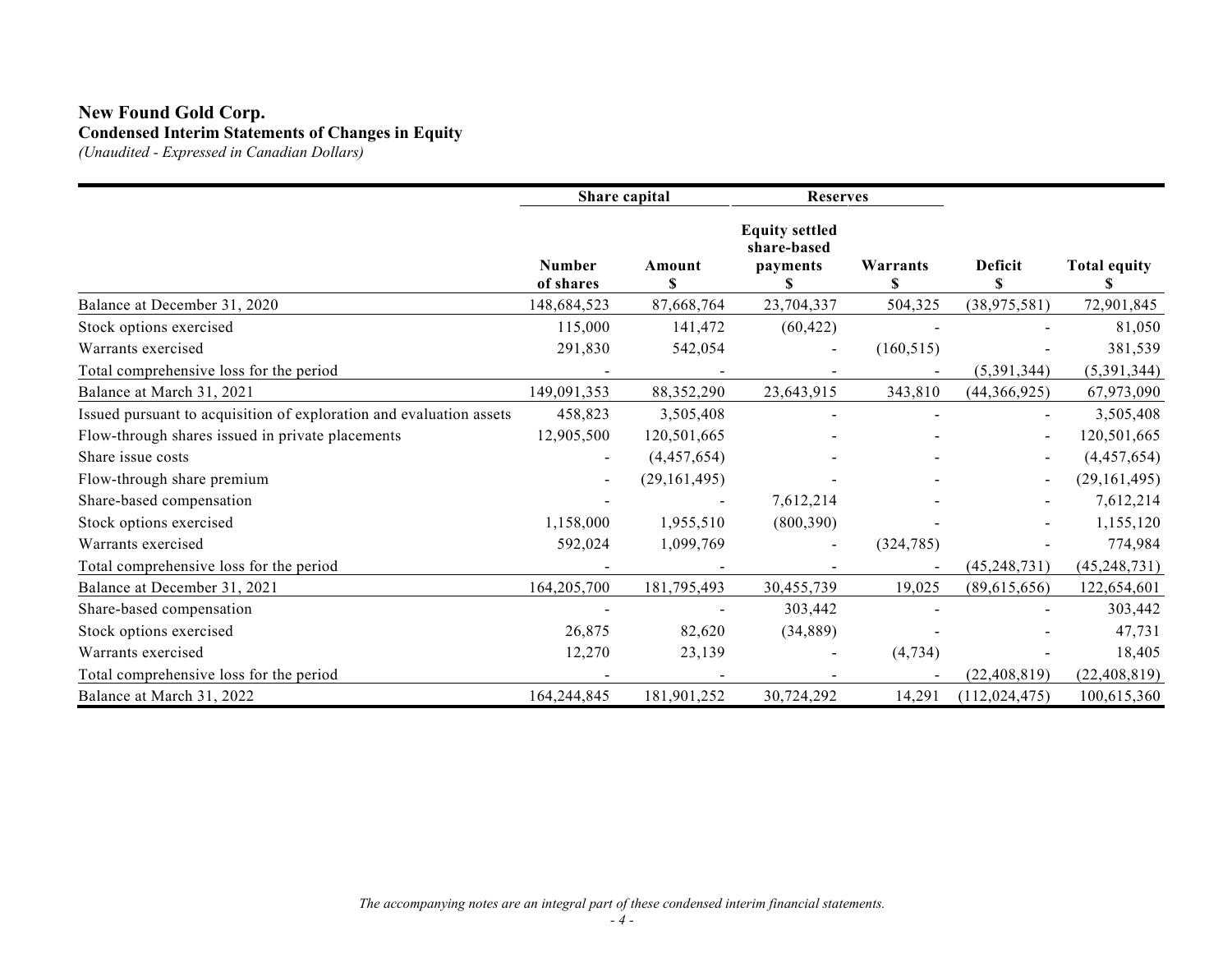# New Found Gold Corp.

## Condensed Interim Statements of Changes in Equity

*(Unaudited - Expressed in Canadian Dollars)*

| | Share capital | | Reserves | | | |
|---|---|---|---|---|---|---|
| | Number of shares | Amount $ | Equity settled share-based payments $ | Warrants $ | Deficit $ | Total equity $ |
| Balance at December 31, 2020 | 148,684,523 | 87,668,764 | 23,704,337 | 504,325 | (38,975,581) | 72,901,845 |
| Stock options exercised | 115,000 | 141,472 | (60,422) | - | - | 81,050 |
| Warrants exercised | 291,830 | 542,054 | - | (160,515) | - | 381,539 |
| Total comprehensive loss for the period | - | - | - | - | (5,391,344) | (5,391,344) |
| Balance at March 31, 2021 | 149,091,353 | 88,352,290 | 23,643,915 | 343,810 | (44,366,925) | 67,973,090 |
| Issued pursuant to acquisition of exploration and evaluation assets | 458,823 | 3,505,408 | - | - | - | 3,505,408 |
| Flow-through shares issued in private placements | 12,905,500 | 120,501,665 | - | - | - | 120,501,665 |
| Share issue costs | - | (4,457,654) | - | - | - | (4,457,654) |
| Flow-through share premium | - | (29,161,495) | - | - | - | (29,161,495) |
| Share-based compensation | - | - | 7,612,214 | - | - | 7,612,214 |
| Stock options exercised | 1,158,000 | 1,955,510 | (800,390) | - | - | 1,155,120 |
| Warrants exercised | 592,024 | 1,099,769 | - | (324,785) | - | 774,984 |
| Total comprehensive loss for the period | - | - | - | - | (45,248,731) | (45,248,731) |
| Balance at December 31, 2021 | 164,205,700 | 181,795,493 | 30,455,739 | 19,025 | (89,615,656) | 122,654,601 |
| Share-based compensation | - | - | 303,442 | - | - | 303,442 |
| Stock options exercised | 26,875 | 82,620 | (34,889) | - | - | 47,731 |
| Warrants exercised | 12,270 | 23,139 | - | (4,734) | - | 18,405 |
| Total comprehensive loss for the period | - | - | - | - | (22,408,819) | (22,408,819) |
| Balance at March 31, 2022 | 164,244,845 | 181,901,252 | 30,724,292 | 14,291 | (112,024,475) | 100,615,360 |

*The accompanying notes are an integral part of these condensed interim financial statements.*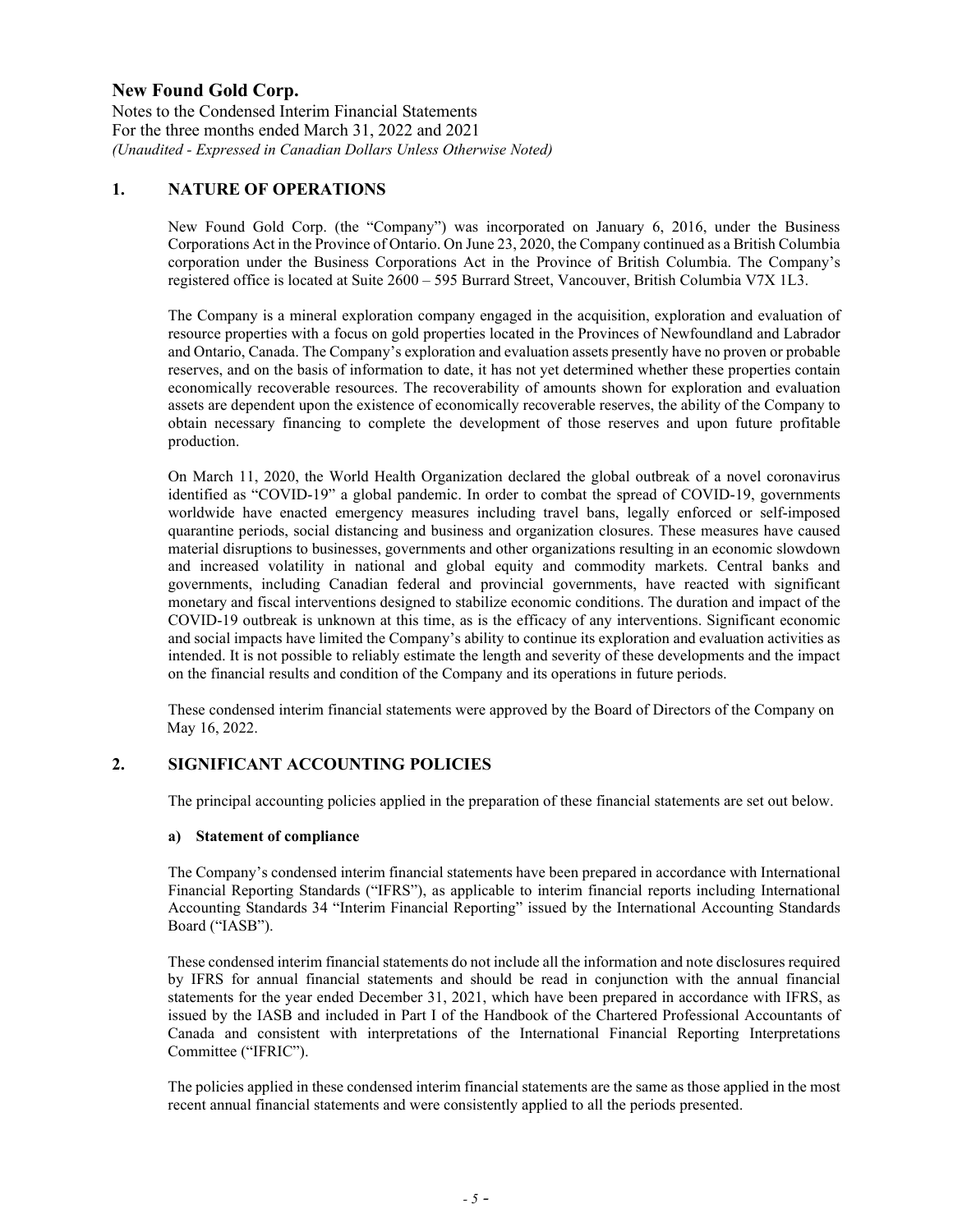## 1. NATURE OF OPERATIONS

New Found Gold Corp. (the "Company") was incorporated on January 6, 2016, under the Business Corporations Act in the Province of Ontario. On June 23, 2020, the Company continued as a British Columbia corporation under the Business Corporations Act in the Province of British Columbia. The Company's registered office is located at Suite 2600 – 595 Burrard Street, Vancouver, British Columbia V7X 1L3.

The Company is a mineral exploration company engaged in the acquisition, exploration and evaluation of resource properties with a focus on gold properties located in the Provinces of Newfoundland and Labrador and Ontario, Canada. The Company's exploration and evaluation assets presently have no proven or probable reserves, and on the basis of information to date, it has not yet determined whether these properties contain economically recoverable resources. The recoverability of amounts shown for exploration and evaluation assets are dependent upon the existence of economically recoverable reserves, the ability of the Company to obtain necessary financing to complete the development of those reserves and upon future profitable production.

On March 11, 2020, the World Health Organization declared the global outbreak of a novel coronavirus identified as "COVID-19" a global pandemic. In order to combat the spread of COVID-19, governments worldwide have enacted emergency measures including travel bans, legally enforced or self-imposed quarantine periods, social distancing and business and organization closures. These measures have caused material disruptions to businesses, governments and other organizations resulting in an economic slowdown and increased volatility in national and global equity and commodity markets. Central banks and governments, including Canadian federal and provincial governments, have reacted with significant monetary and fiscal interventions designed to stabilize economic conditions. The duration and impact of the COVID-19 outbreak is unknown at this time, as is the efficacy of any interventions. Significant economic and social impacts have limited the Company's ability to continue its exploration and evaluation activities as intended. It is not possible to reliably estimate the length and severity of these developments and the impact on the financial results and condition of the Company and its operations in future periods.

These condensed interim financial statements were approved by the Board of Directors of the Company on May 16, 2022.

## 2. SIGNIFICANT ACCOUNTING POLICIES

The principal accounting policies applied in the preparation of these financial statements are set out below.

### a) Statement of compliance

The Company's condensed interim financial statements have been prepared in accordance with International Financial Reporting Standards ("IFRS"), as applicable to interim financial reports including International Accounting Standards 34 "Interim Financial Reporting" issued by the International Accounting Standards Board ("IASB").

These condensed interim financial statements do not include all the information and note disclosures required by IFRS for annual financial statements and should be read in conjunction with the annual financial statements for the year ended December 31, 2021, which have been prepared in accordance with IFRS, as issued by the IASB and included in Part I of the Handbook of the Chartered Professional Accountants of Canada and consistent with interpretations of the International Financial Reporting Interpretations Committee ("IFRIC").

The policies applied in these condensed interim financial statements are the same as those applied in the most recent annual financial statements and were consistently applied to all the periods presented.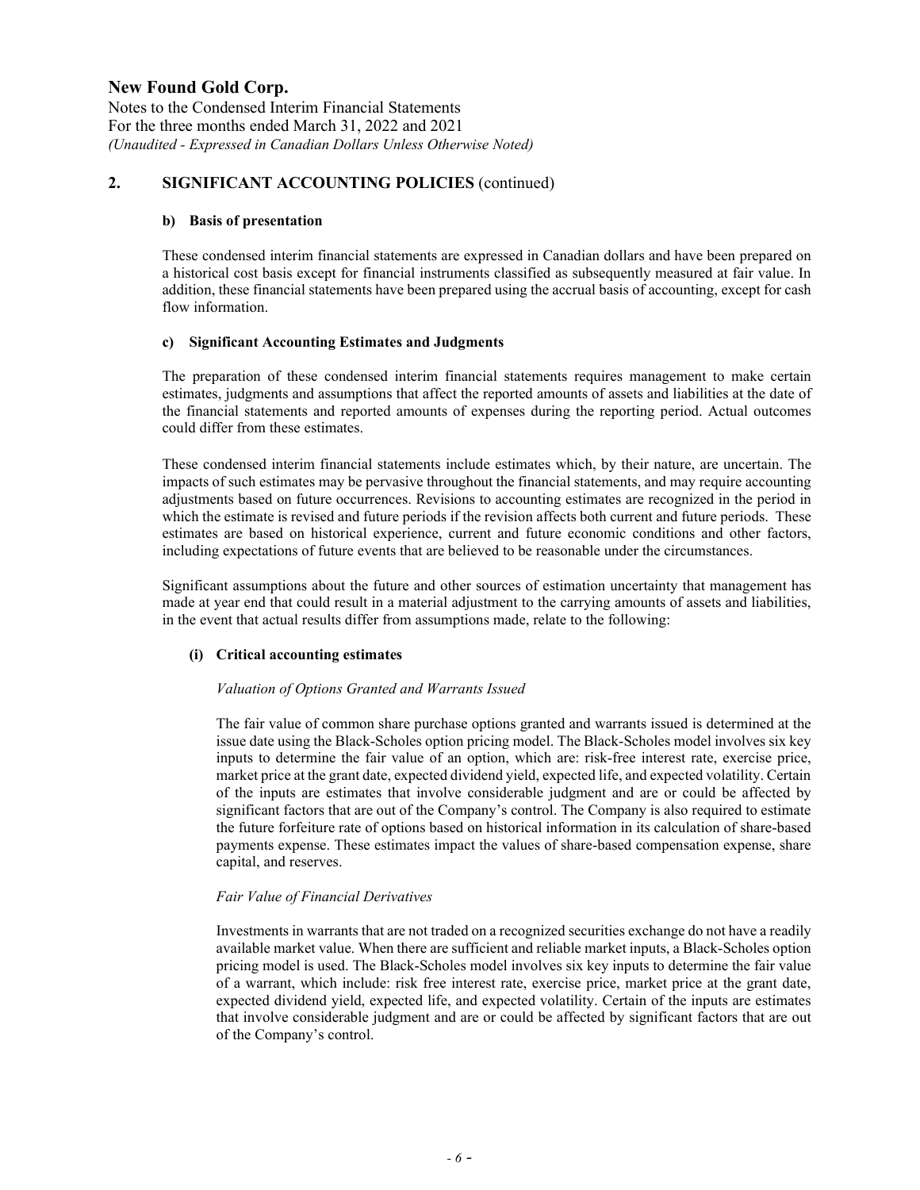## 2. SIGNIFICANT ACCOUNTING POLICIES (continued)

### b) Basis of presentation

These condensed interim financial statements are expressed in Canadian dollars and have been prepared on a historical cost basis except for financial instruments classified as subsequently measured at fair value. In addition, these financial statements have been prepared using the accrual basis of accounting, except for cash flow information.

### c) Significant Accounting Estimates and Judgments

The preparation of these condensed interim financial statements requires management to make certain estimates, judgments and assumptions that affect the reported amounts of assets and liabilities at the date of the financial statements and reported amounts of expenses during the reporting period. Actual outcomes could differ from these estimates.

These condensed interim financial statements include estimates which, by their nature, are uncertain. The impacts of such estimates may be pervasive throughout the financial statements, and may require accounting adjustments based on future occurrences. Revisions to accounting estimates are recognized in the period in which the estimate is revised and future periods if the revision affects both current and future periods. These estimates are based on historical experience, current and future economic conditions and other factors, including expectations of future events that are believed to be reasonable under the circumstances.

Significant assumptions about the future and other sources of estimation uncertainty that management has made at year end that could result in a material adjustment to the carrying amounts of assets and liabilities, in the event that actual results differ from assumptions made, relate to the following:

#### (i) Critical accounting estimates

*Valuation of Options Granted and Warrants Issued*

The fair value of common share purchase options granted and warrants issued is determined at the issue date using the Black-Scholes option pricing model. The Black-Scholes model involves six key inputs to determine the fair value of an option, which are: risk-free interest rate, exercise price, market price at the grant date, expected dividend yield, expected life, and expected volatility. Certain of the inputs are estimates that involve considerable judgment and are or could be affected by significant factors that are out of the Company's control. The Company is also required to estimate the future forfeiture rate of options based on historical information in its calculation of share-based payments expense. These estimates impact the values of share-based compensation expense, share capital, and reserves.

*Fair Value of Financial Derivatives*

Investments in warrants that are not traded on a recognized securities exchange do not have a readily available market value. When there are sufficient and reliable market inputs, a Black-Scholes option pricing model is used. The Black-Scholes model involves six key inputs to determine the fair value of a warrant, which include: risk free interest rate, exercise price, market price at the grant date, expected dividend yield, expected life, and expected volatility. Certain of the inputs are estimates that involve considerable judgment and are or could be affected by significant factors that are out of the Company's control.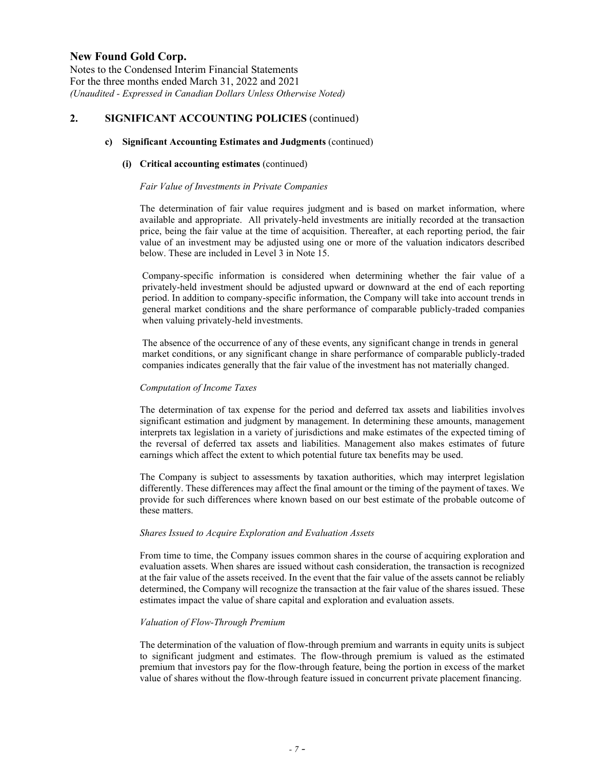## 2. SIGNIFICANT ACCOUNTING POLICIES (continued)

### c) Significant Accounting Estimates and Judgments (continued)

#### (i) Critical accounting estimates (continued)

*Fair Value of Investments in Private Companies*

The determination of fair value requires judgment and is based on market information, where available and appropriate. All privately-held investments are initially recorded at the transaction price, being the fair value at the time of acquisition. Thereafter, at each reporting period, the fair value of an investment may be adjusted using one or more of the valuation indicators described below. These are included in Level 3 in Note 15.

Company-specific information is considered when determining whether the fair value of a privately-held investment should be adjusted upward or downward at the end of each reporting period. In addition to company-specific information, the Company will take into account trends in general market conditions and the share performance of comparable publicly-traded companies when valuing privately-held investments.

The absence of the occurrence of any of these events, any significant change in trends in general market conditions, or any significant change in share performance of comparable publicly-traded companies indicates generally that the fair value of the investment has not materially changed.

*Computation of Income Taxes*

The determination of tax expense for the period and deferred tax assets and liabilities involves significant estimation and judgment by management. In determining these amounts, management interprets tax legislation in a variety of jurisdictions and make estimates of the expected timing of the reversal of deferred tax assets and liabilities. Management also makes estimates of future earnings which affect the extent to which potential future tax benefits may be used.

The Company is subject to assessments by taxation authorities, which may interpret legislation differently. These differences may affect the final amount or the timing of the payment of taxes. We provide for such differences where known based on our best estimate of the probable outcome of these matters.

*Shares Issued to Acquire Exploration and Evaluation Assets*

From time to time, the Company issues common shares in the course of acquiring exploration and evaluation assets. When shares are issued without cash consideration, the transaction is recognized at the fair value of the assets received. In the event that the fair value of the assets cannot be reliably determined, the Company will recognize the transaction at the fair value of the shares issued. These estimates impact the value of share capital and exploration and evaluation assets.

*Valuation of Flow-Through Premium*

The determination of the valuation of flow-through premium and warrants in equity units is subject to significant judgment and estimates. The flow-through premium is valued as the estimated premium that investors pay for the flow-through feature, being the portion in excess of the market value of shares without the flow-through feature issued in concurrent private placement financing.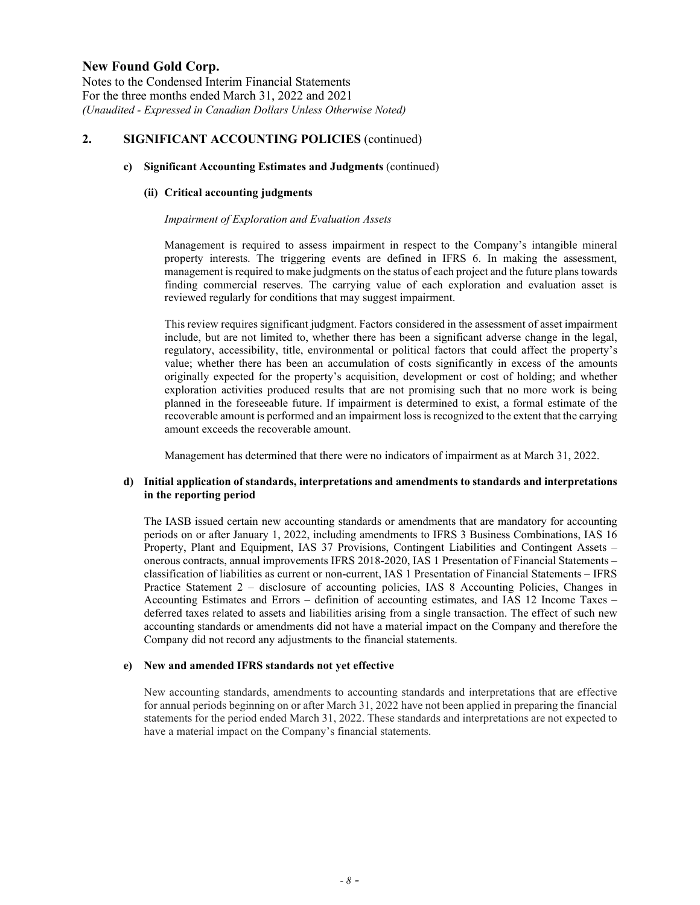## 2. SIGNIFICANT ACCOUNTING POLICIES (continued)

### c) Significant Accounting Estimates and Judgments (continued)

#### (ii) Critical accounting judgments

*Impairment of Exploration and Evaluation Assets*

Management is required to assess impairment in respect to the Company's intangible mineral property interests. The triggering events are defined in IFRS 6. In making the assessment, management is required to make judgments on the status of each project and the future plans towards finding commercial reserves. The carrying value of each exploration and evaluation asset is reviewed regularly for conditions that may suggest impairment.

This review requires significant judgment. Factors considered in the assessment of asset impairment include, but are not limited to, whether there has been a significant adverse change in the legal, regulatory, accessibility, title, environmental or political factors that could affect the property's value; whether there has been an accumulation of costs significantly in excess of the amounts originally expected for the property's acquisition, development or cost of holding; and whether exploration activities produced results that are not promising such that no more work is being planned in the foreseeable future. If impairment is determined to exist, a formal estimate of the recoverable amount is performed and an impairment loss is recognized to the extent that the carrying amount exceeds the recoverable amount.

Management has determined that there were no indicators of impairment as at March 31, 2022.

### d) Initial application of standards, interpretations and amendments to standards and interpretations in the reporting period

The IASB issued certain new accounting standards or amendments that are mandatory for accounting periods on or after January 1, 2022, including amendments to IFRS 3 Business Combinations, IAS 16 Property, Plant and Equipment, IAS 37 Provisions, Contingent Liabilities and Contingent Assets – onerous contracts, annual improvements IFRS 2018-2020, IAS 1 Presentation of Financial Statements – classification of liabilities as current or non-current, IAS 1 Presentation of Financial Statements – IFRS Practice Statement 2 – disclosure of accounting policies, IAS 8 Accounting Policies, Changes in Accounting Estimates and Errors – definition of accounting estimates, and IAS 12 Income Taxes – deferred taxes related to assets and liabilities arising from a single transaction. The effect of such new accounting standards or amendments did not have a material impact on the Company and therefore the Company did not record any adjustments to the financial statements.

### e) New and amended IFRS standards not yet effective

New accounting standards, amendments to accounting standards and interpretations that are effective for annual periods beginning on or after March 31, 2022 have not been applied in preparing the financial statements for the period ended March 31, 2022. These standards and interpretations are not expected to have a material impact on the Company's financial statements.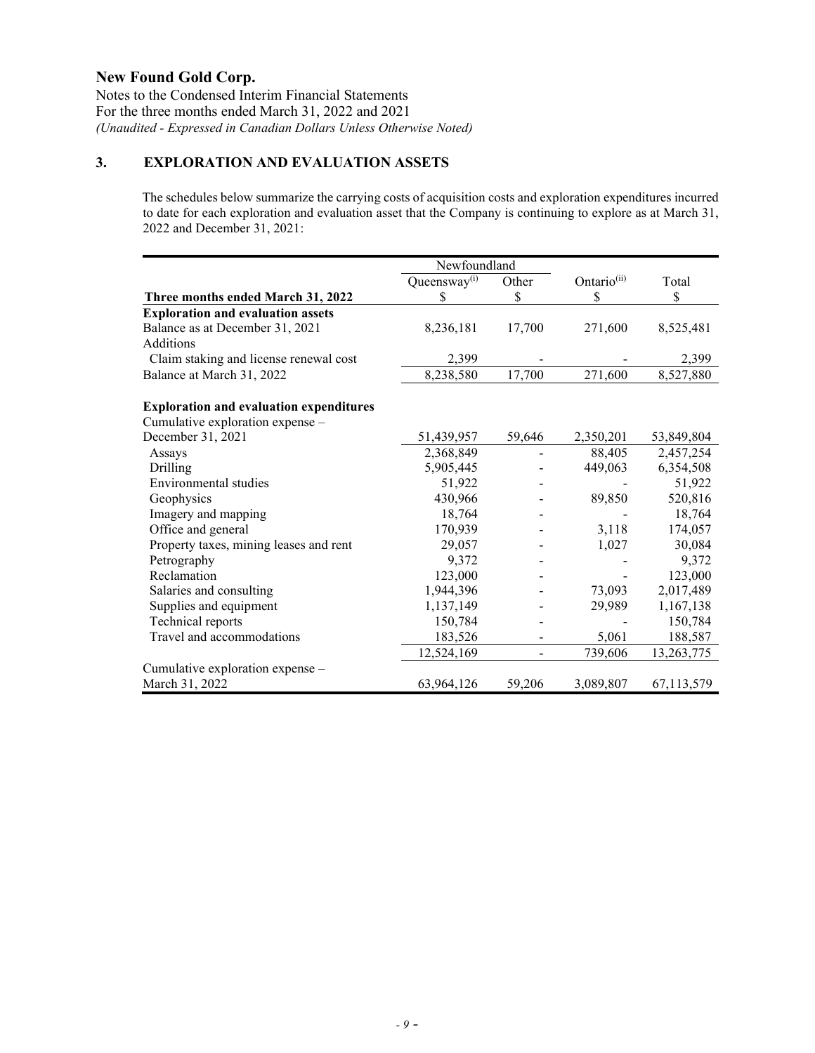**New Found Gold Corp.**
Notes to the Condensed Interim Financial Statements
For the three months ended March 31, 2022 and 2021
*(Unaudited - Expressed in Canadian Dollars Unless Otherwise Noted)*

## 3. EXPLORATION AND EVALUATION ASSETS

The schedules below summarize the carrying costs of acquisition costs and exploration expenditures incurred to date for each exploration and evaluation asset that the Company is continuing to explore as at March 31, 2022 and December 31, 2021:

| | Newfoundland | | | |
|---|---|---|---|---|
| | Queensway[(i)] | Other | Ontario[(ii)] | Total |
| **Three months ended March 31, 2022** | $ | $ | $ | $ |
| **Exploration and evaluation assets** | | | | |
| Balance as at December 31, 2021 | 8,236,181 | 17,700 | 271,600 | 8,525,481 |
| Additions | | | | |
| Claim staking and license renewal cost | 2,399 | - | - | 2,399 |
| Balance at March 31, 2022 | 8,238,580 | 17,700 | 271,600 | 8,527,880 |
| | | | | |
| **Exploration and evaluation expenditures** | | | | |
| Cumulative exploration expense – December 31, 2021 | 51,439,957 | 59,646 | 2,350,201 | 53,849,804 |
| Assays | 2,368,849 | - | 88,405 | 2,457,254 |
| Drilling | 5,905,445 | - | 449,063 | 6,354,508 |
| Environmental studies | 51,922 | - | - | 51,922 |
| Geophysics | 430,966 | - | 89,850 | 520,816 |
| Imagery and mapping | 18,764 | - | - | 18,764 |
| Office and general | 170,939 | - | 3,118 | 174,057 |
| Property taxes, mining leases and rent | 29,057 | - | 1,027 | 30,084 |
| Petrography | 9,372 | - | - | 9,372 |
| Reclamation | 123,000 | - | - | 123,000 |
| Salaries and consulting | 1,944,396 | - | 73,093 | 2,017,489 |
| Supplies and equipment | 1,137,149 | - | 29,989 | 1,167,138 |
| Technical reports | 150,784 | - | - | 150,784 |
| Travel and accommodations | 183,526 | - | 5,061 | 188,587 |
| | 12,524,169 | - | 739,606 | 13,263,775 |
| Cumulative exploration expense – March 31, 2022 | 63,964,126 | 59,206 | 3,089,807 | 67,113,579 |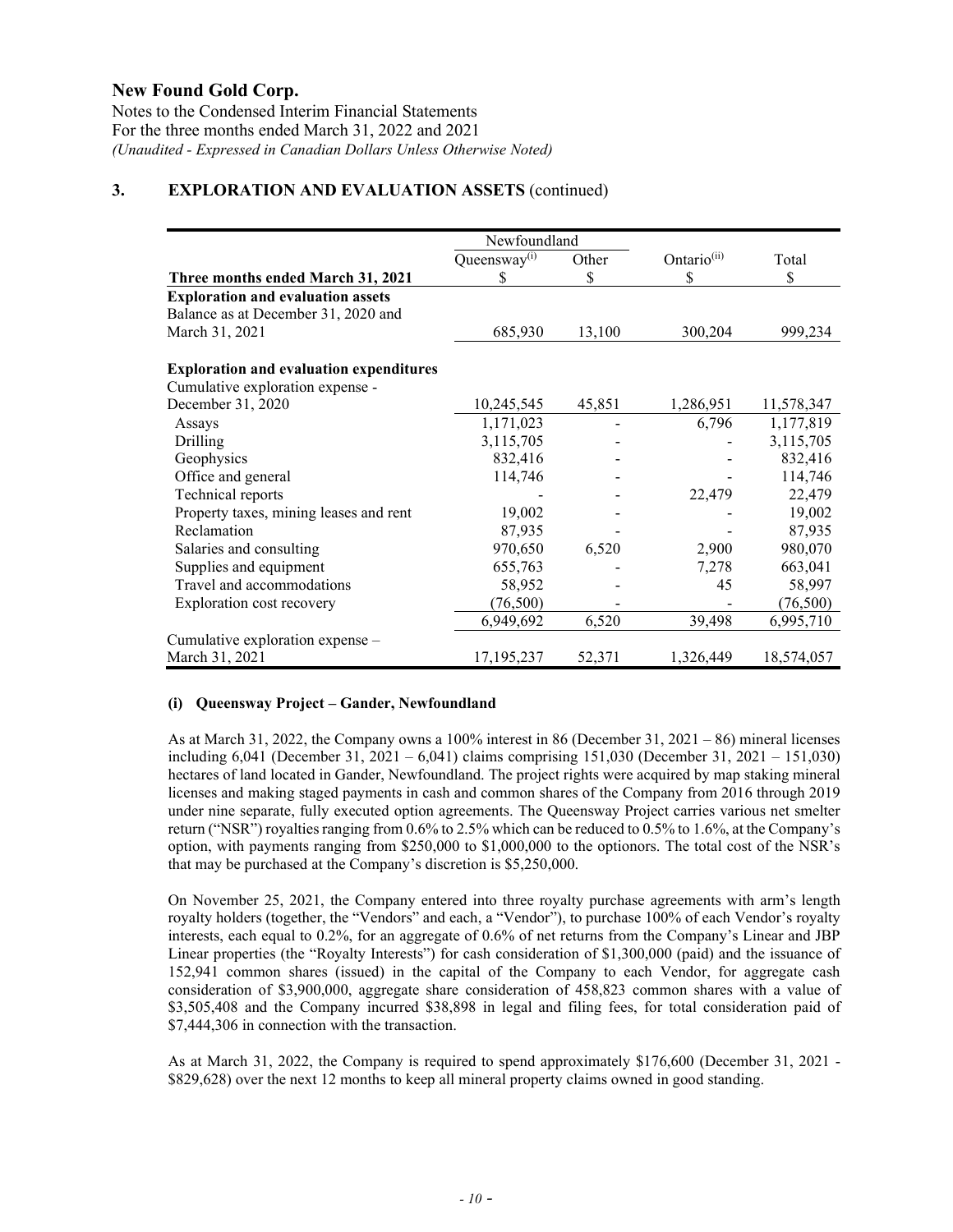# New Found Gold Corp.

Notes to the Condensed Interim Financial Statements
For the three months ended March 31, 2022 and 2021
*(Unaudited - Expressed in Canadian Dollars Unless Otherwise Noted)*

## 3. EXPLORATION AND EVALUATION ASSETS (continued)

| | Newfoundland | | | |
|---|---|---|---|---|
| | Queensway[(i)] | Other | Ontario[(ii)] | Total |
| **Three months ended March 31, 2021** | $ | $ | $ | $ |
| **Exploration and evaluation assets** | | | | |
| Balance as at December 31, 2020 and March 31, 2021 | 685,930 | 13,100 | 300,204 | 999,234 |
| **Exploration and evaluation expenditures** | | | | |
| Cumulative exploration expense - December 31, 2020 | 10,245,545 | 45,851 | 1,286,951 | 11,578,347 |
| Assays | 1,171,023 | - | 6,796 | 1,177,819 |
| Drilling | 3,115,705 | - | - | 3,115,705 |
| Geophysics | 832,416 | - | - | 832,416 |
| Office and general | 114,746 | - | - | 114,746 |
| Technical reports | - | - | 22,479 | 22,479 |
| Property taxes, mining leases and rent | 19,002 | - | - | 19,002 |
| Reclamation | 87,935 | - | - | 87,935 |
| Salaries and consulting | 970,650 | 6,520 | 2,900 | 980,070 |
| Supplies and equipment | 655,763 | - | 7,278 | 663,041 |
| Travel and accommodations | 58,952 | - | 45 | 58,997 |
| Exploration cost recovery | (76,500) | - | - | (76,500) |
| | 6,949,692 | 6,520 | 39,498 | 6,995,710 |
| Cumulative exploration expense – March 31, 2021 | 17,195,237 | 52,371 | 1,326,449 | 18,574,057 |

### (i) Queensway Project – Gander, Newfoundland

As at March 31, 2022, the Company owns a 100% interest in 86 (December 31, 2021 – 86) mineral licenses including 6,041 (December 31, 2021 – 6,041) claims comprising 151,030 (December 31, 2021 – 151,030) hectares of land located in Gander, Newfoundland. The project rights were acquired by map staking mineral licenses and making staged payments in cash and common shares of the Company from 2016 through 2019 under nine separate, fully executed option agreements. The Queensway Project carries various net smelter return ("NSR") royalties ranging from 0.6% to 2.5% which can be reduced to 0.5% to 1.6%, at the Company's option, with payments ranging from $250,000 to $1,000,000 to the optionors. The total cost of the NSR's that may be purchased at the Company's discretion is $5,250,000.

On November 25, 2021, the Company entered into three royalty purchase agreements with arm's length royalty holders (together, the "Vendors" and each, a "Vendor"), to purchase 100% of each Vendor's royalty interests, each equal to 0.2%, for an aggregate of 0.6% of net returns from the Company's Linear and JBP Linear properties (the "Royalty Interests") for cash consideration of $1,300,000 (paid) and the issuance of 152,941 common shares (issued) in the capital of the Company to each Vendor, for aggregate cash consideration of $3,900,000, aggregate share consideration of 458,823 common shares with a value of $3,505,408 and the Company incurred $38,898 in legal and filing fees, for total consideration paid of $7,444,306 in connection with the transaction.

As at March 31, 2022, the Company is required to spend approximately $176,600 (December 31, 2021 - $829,628) over the next 12 months to keep all mineral property claims owned in good standing.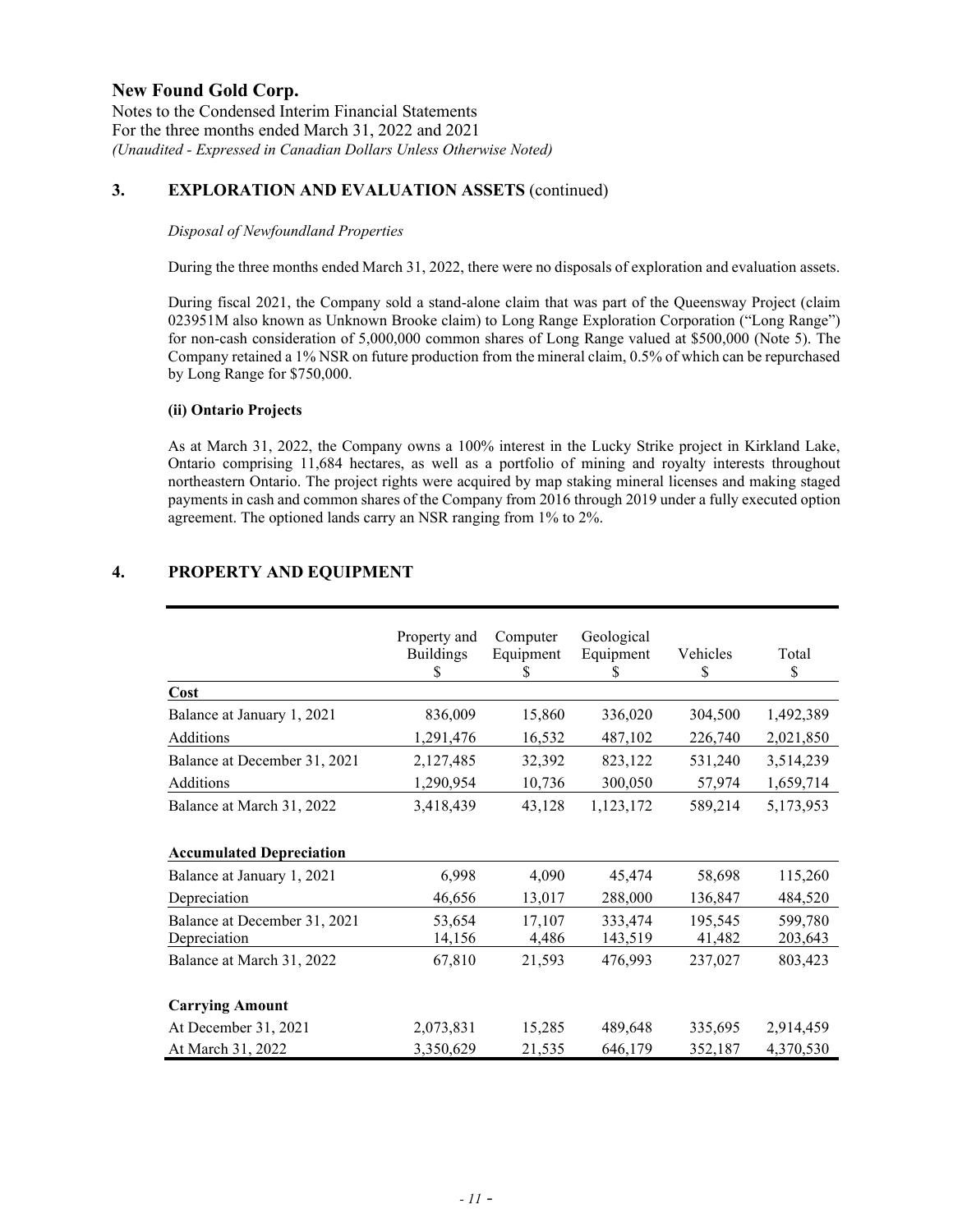## 3. EXPLORATION AND EVALUATION ASSETS (continued)

*Disposal of Newfoundland Properties*

During the three months ended March 31, 2022, there were no disposals of exploration and evaluation assets.

During fiscal 2021, the Company sold a stand-alone claim that was part of the Queensway Project (claim 023951M also known as Unknown Brooke claim) to Long Range Exploration Corporation ("Long Range") for non-cash consideration of 5,000,000 common shares of Long Range valued at $500,000 (Note 5). The Company retained a 1% NSR on future production from the mineral claim, 0.5% of which can be repurchased by Long Range for $750,000.

**(ii) Ontario Projects**

As at March 31, 2022, the Company owns a 100% interest in the Lucky Strike project in Kirkland Lake, Ontario comprising 11,684 hectares, as well as a portfolio of mining and royalty interests throughout northeastern Ontario. The project rights were acquired by map staking mineral licenses and making staged payments in cash and common shares of the Company from 2016 through 2019 under a fully executed option agreement. The optioned lands carry an NSR ranging from 1% to 2%.

## 4. PROPERTY AND EQUIPMENT

| | Property and Buildings<br>$ | Computer Equipment<br>$ | Geological Equipment<br>$ | Vehicles<br>$ | Total<br>$ |
|---|---|---|---|---|---|
| **Cost** | | | | | |
| Balance at January 1, 2021 | 836,009 | 15,860 | 336,020 | 304,500 | 1,492,389 |
| Additions | 1,291,476 | 16,532 | 487,102 | 226,740 | 2,021,850 |
| Balance at December 31, 2021 | 2,127,485 | 32,392 | 823,122 | 531,240 | 3,514,239 |
| Additions | 1,290,954 | 10,736 | 300,050 | 57,974 | 1,659,714 |
| Balance at March 31, 2022 | 3,418,439 | 43,128 | 1,123,172 | 589,214 | 5,173,953 |
| | | | | | |
| **Accumulated Depreciation** | | | | | |
| Balance at January 1, 2021 | 6,998 | 4,090 | 45,474 | 58,698 | 115,260 |
| Depreciation | 46,656 | 13,017 | 288,000 | 136,847 | 484,520 |
| Balance at December 31, 2021 | 53,654 | 17,107 | 333,474 | 195,545 | 599,780 |
| Depreciation | 14,156 | 4,486 | 143,519 | 41,482 | 203,643 |
| Balance at March 31, 2022 | 67,810 | 21,593 | 476,993 | 237,027 | 803,423 |
| | | | | | |
| **Carrying Amount** | | | | | |
| At December 31, 2021 | 2,073,831 | 15,285 | 489,648 | 335,695 | 2,914,459 |
| At March 31, 2022 | 3,350,629 | 21,535 | 646,179 | 352,187 | 4,370,530 |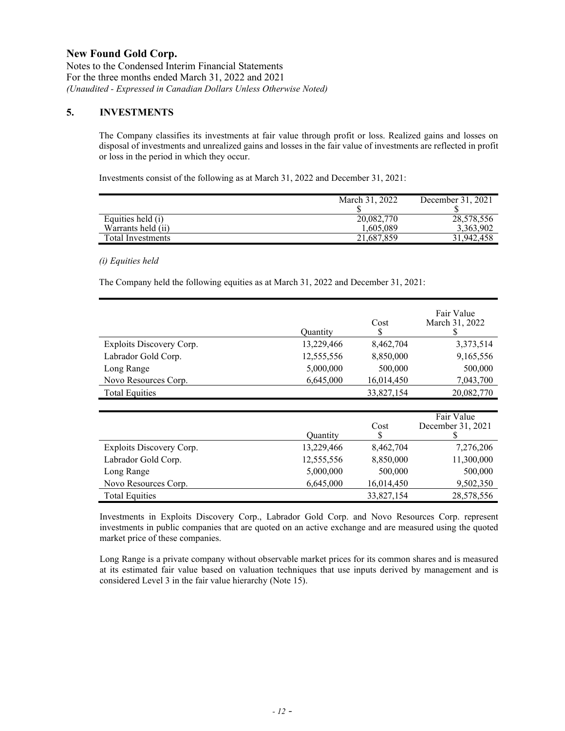## 5. INVESTMENTS

The Company classifies its investments at fair value through profit or loss. Realized gains and losses on disposal of investments and unrealized gains and losses in the fair value of investments are reflected in profit or loss in the period in which they occur.

Investments consist of the following as at March 31, 2022 and December 31, 2021:

| | March 31, 2022<br>$ | December 31, 2021<br>$ |
|---|---|---|
| Equities held (i) | 20,082,770 | 28,578,556 |
| Warrants held (ii) | 1,605,089 | 3,363,902 |
| Total Investments | 21,687,859 | 31,942,458 |

*(i) Equities held*

The Company held the following equities as at March 31, 2022 and December 31, 2021:

| | Quantity | Cost<br>$ | Fair Value<br>March 31, 2022<br>$ |
|---|---|---|---|
| Exploits Discovery Corp. | 13,229,466 | 8,462,704 | 3,373,514 |
| Labrador Gold Corp. | 12,555,556 | 8,850,000 | 9,165,556 |
| Long Range | 5,000,000 | 500,000 | 500,000 |
| Novo Resources Corp. | 6,645,000 | 16,014,450 | 7,043,700 |
| Total Equities | | 33,827,154 | 20,082,770 |

| | Quantity | Cost<br>$ | Fair Value<br>December 31, 2021<br>$ |
|---|---|---|---|
| Exploits Discovery Corp. | 13,229,466 | 8,462,704 | 7,276,206 |
| Labrador Gold Corp. | 12,555,556 | 8,850,000 | 11,300,000 |
| Long Range | 5,000,000 | 500,000 | 500,000 |
| Novo Resources Corp. | 6,645,000 | 16,014,450 | 9,502,350 |
| Total Equities | | 33,827,154 | 28,578,556 |

Investments in Exploits Discovery Corp., Labrador Gold Corp. and Novo Resources Corp. represent investments in public companies that are quoted on an active exchange and are measured using the quoted market price of these companies.

Long Range is a private company without observable market prices for its common shares and is measured at its estimated fair value based on valuation techniques that use inputs derived by management and is considered Level 3 in the fair value hierarchy (Note 15).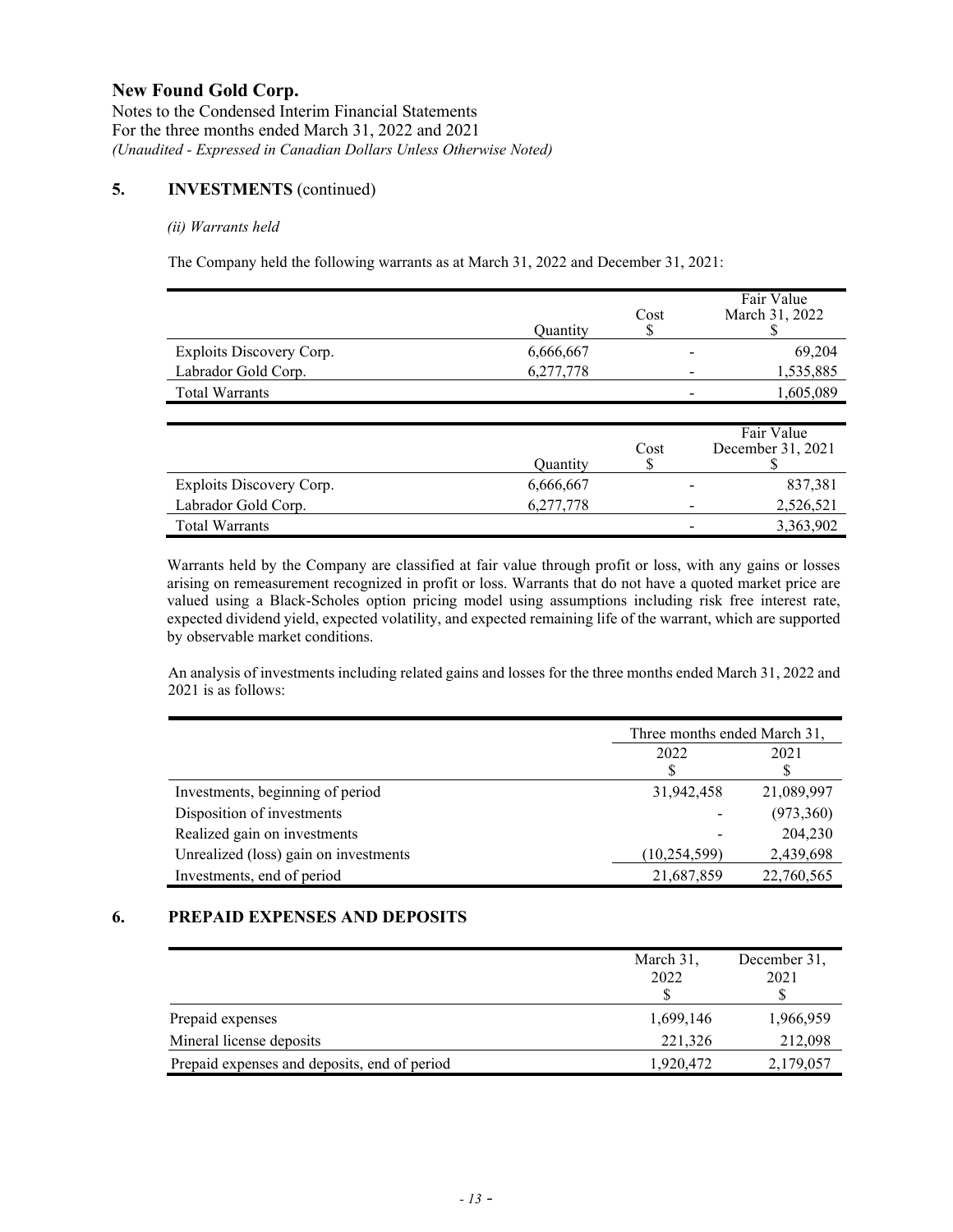## 5. INVESTMENTS (continued)

*(ii) Warrants held*

The Company held the following warrants as at March 31, 2022 and December 31, 2021:

| | Quantity | Cost<br>$ | Fair Value<br>March 31, 2022<br>$ |
|---|---|---|---|
| Exploits Discovery Corp. | 6,666,667 | - | 69,204 |
| Labrador Gold Corp. | 6,277,778 | - | 1,535,885 |
| Total Warrants | | - | 1,605,089 |

| | Quantity | Cost<br>$ | Fair Value<br>December 31, 2021<br>$ |
|---|---|---|---|
| Exploits Discovery Corp. | 6,666,667 | - | 837,381 |
| Labrador Gold Corp. | 6,277,778 | - | 2,526,521 |
| Total Warrants | | - | 3,363,902 |

Warrants held by the Company are classified at fair value through profit or loss, with any gains or losses arising on remeasurement recognized in profit or loss. Warrants that do not have a quoted market price are valued using a Black-Scholes option pricing model using assumptions including risk free interest rate, expected dividend yield, expected volatility, and expected remaining life of the warrant, which are supported by observable market conditions.

An analysis of investments including related gains and losses for the three months ended March 31, 2022 and 2021 is as follows:

| | Three months ended March 31, | |
|---|---|---|
| | 2022<br>$ | 2021<br>$ |
| Investments, beginning of period | 31,942,458 | 21,089,997 |
| Disposition of investments | - | (973,360) |
| Realized gain on investments | - | 204,230 |
| Unrealized (loss) gain on investments | (10,254,599) | 2,439,698 |
| Investments, end of period | 21,687,859 | 22,760,565 |

## 6. PREPAID EXPENSES AND DEPOSITS

| | March 31,<br>2022<br>$ | December 31,<br>2021<br>$ |
|---|---|---|
| Prepaid expenses | 1,699,146 | 1,966,959 |
| Mineral license deposits | 221,326 | 212,098 |
| Prepaid expenses and deposits, end of period | 1,920,472 | 2,179,057 |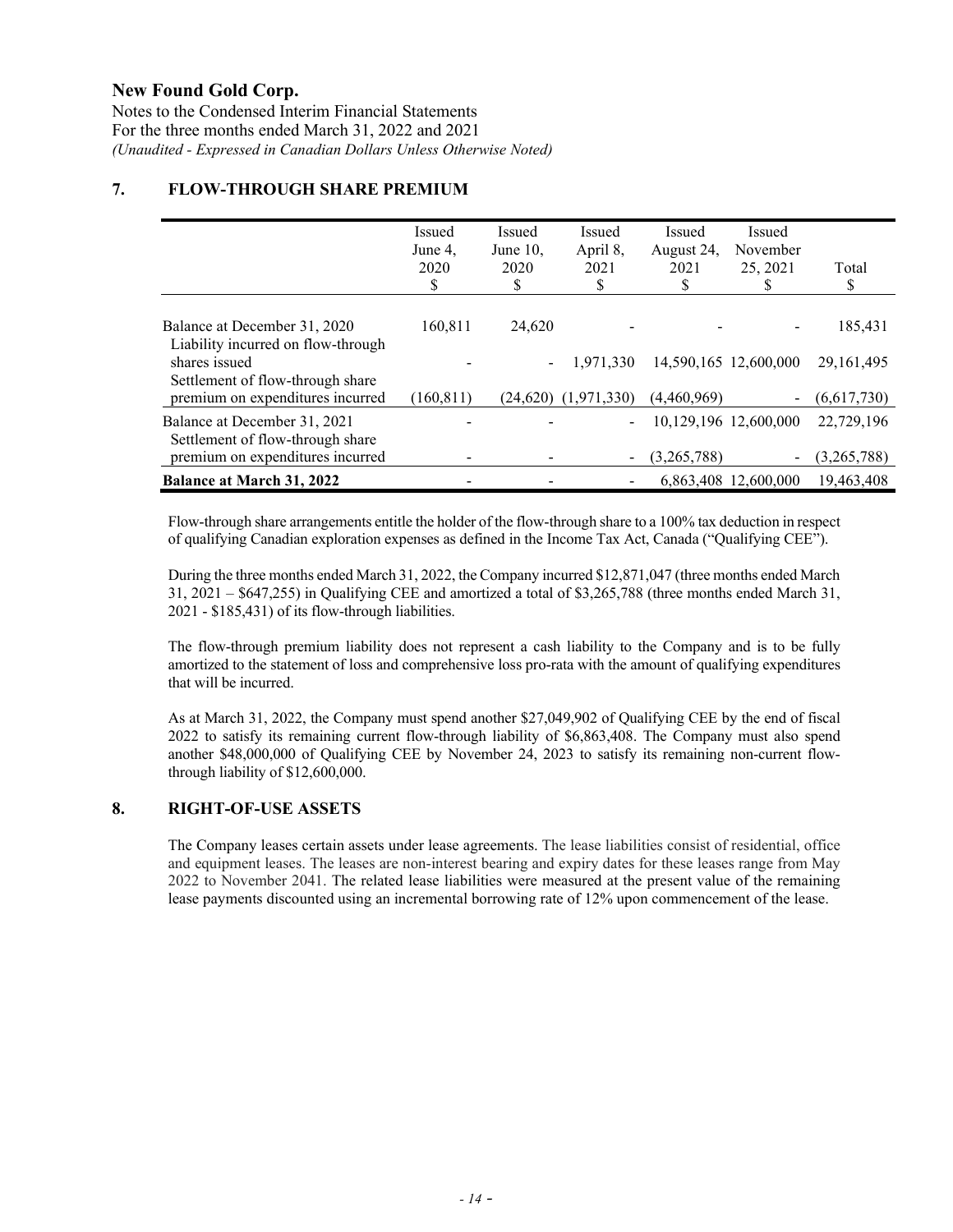## 7. FLOW-THROUGH SHARE PREMIUM

| | Issued June 4, 2020 $ | Issued June 10, 2020 $ | Issued April 8, 2021 $ | Issued August 24, 2021 $ | Issued November 25, 2021 $ | Total $ |
|---|---|---|---|---|---|---|
| Balance at December 31, 2020 | 160,811 | 24,620 | - | - | - | 185,431 |
| Liability incurred on flow-through shares issued | - | - | 1,971,330 | 14,590,165 | 12,600,000 | 29,161,495 |
| Settlement of flow-through share premium on expenditures incurred | (160,811) | (24,620) | (1,971,330) | (4,460,969) | - | (6,617,730) |
| Balance at December 31, 2021 | - | - | - | 10,129,196 | 12,600,000 | 22,729,196 |
| Settlement of flow-through share premium on expenditures incurred | - | - | - | (3,265,788) | - | (3,265,788) |
| **Balance at March 31, 2022** | - | - | - | 6,863,408 | 12,600,000 | 19,463,408 |

Flow-through share arrangements entitle the holder of the flow-through share to a 100% tax deduction in respect of qualifying Canadian exploration expenses as defined in the Income Tax Act, Canada ("Qualifying CEE").

During the three months ended March 31, 2022, the Company incurred $12,871,047 (three months ended March 31, 2021 – $647,255) in Qualifying CEE and amortized a total of $3,265,788 (three months ended March 31, 2021 - $185,431) of its flow-through liabilities.

The flow-through premium liability does not represent a cash liability to the Company and is to be fully amortized to the statement of loss and comprehensive loss pro-rata with the amount of qualifying expenditures that will be incurred.

As at March 31, 2022, the Company must spend another $27,049,902 of Qualifying CEE by the end of fiscal 2022 to satisfy its remaining current flow-through liability of $6,863,408. The Company must also spend another $48,000,000 of Qualifying CEE by November 24, 2023 to satisfy its remaining non-current flow-through liability of $12,600,000.

## 8. RIGHT-OF-USE ASSETS

The Company leases certain assets under lease agreements. The lease liabilities consist of residential, office and equipment leases. The leases are non-interest bearing and expiry dates for these leases range from May 2022 to November 2041. The related lease liabilities were measured at the present value of the remaining lease payments discounted using an incremental borrowing rate of 12% upon commencement of the lease.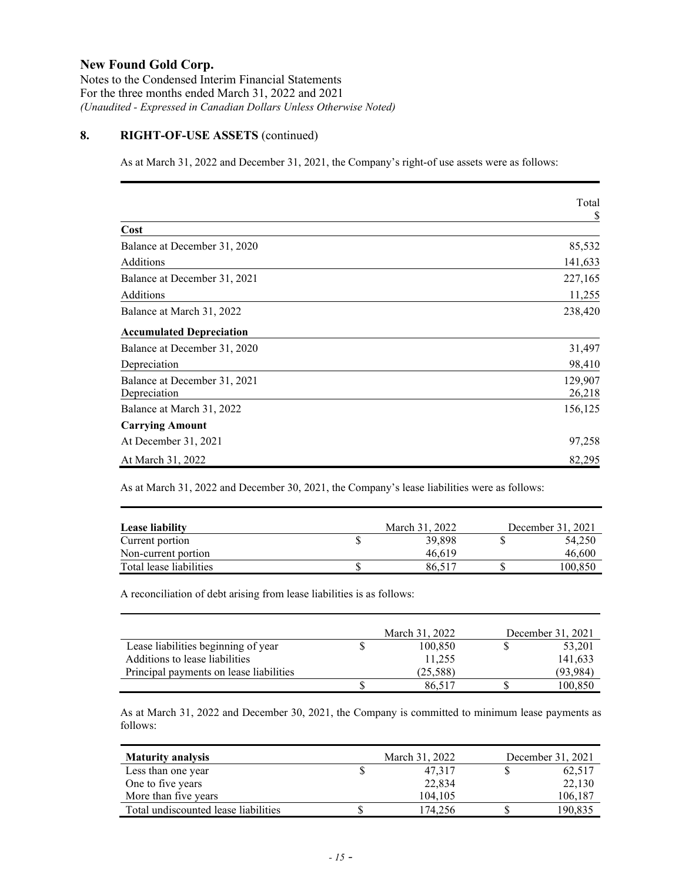## 8. RIGHT-OF-USE ASSETS (continued)

As at March 31, 2022 and December 31, 2021, the Company's right-of use assets were as follows:

| | Total<br>$ |
|---|---|
| **Cost** | |
| Balance at December 31, 2020 | 85,532 |
| Additions | 141,633 |
| Balance at December 31, 2021 | 227,165 |
| Additions | 11,255 |
| Balance at March 31, 2022 | 238,420 |
| **Accumulated Depreciation** | |
| Balance at December 31, 2020 | 31,497 |
| Depreciation | 98,410 |
| Balance at December 31, 2021 | 129,907 |
| Depreciation | 26,218 |
| Balance at March 31, 2022 | 156,125 |
| **Carrying Amount** | |
| At December 31, 2021 | 97,258 |
| At March 31, 2022 | 82,295 |

As at March 31, 2022 and December 30, 2021, the Company's lease liabilities were as follows:

| **Lease liability** | | March 31, 2022 | | December 31, 2021 |
|---|---|---|---|---|
| Current portion | $ | 39,898 | $ | 54,250 |
| Non-current portion | | 46,619 | | 46,600 |
| Total lease liabilities | $ | 86,517 | $ | 100,850 |

A reconciliation of debt arising from lease liabilities is as follows:

| | | March 31, 2022 | | December 31, 2021 |
|---|---|---|---|---|
| Lease liabilities beginning of year | $ | 100,850 | $ | 53,201 |
| Additions to lease liabilities | | 11,255 | | 141,633 |
| Principal payments on lease liabilities | | (25,588) | | (93,984) |
| | $ | 86,517 | $ | 100,850 |

As at March 31, 2022 and December 30, 2021, the Company is committed to minimum lease payments as follows:

| **Maturity analysis** | | March 31, 2022 | | December 31, 2021 |
|---|---|---|---|---|
| Less than one year | $ | 47,317 | $ | 62,517 |
| One to five years | | 22,834 | | 22,130 |
| More than five years | | 104,105 | | 106,187 |
| Total undiscounted lease liabilities | $ | 174,256 | $ | 190,835 |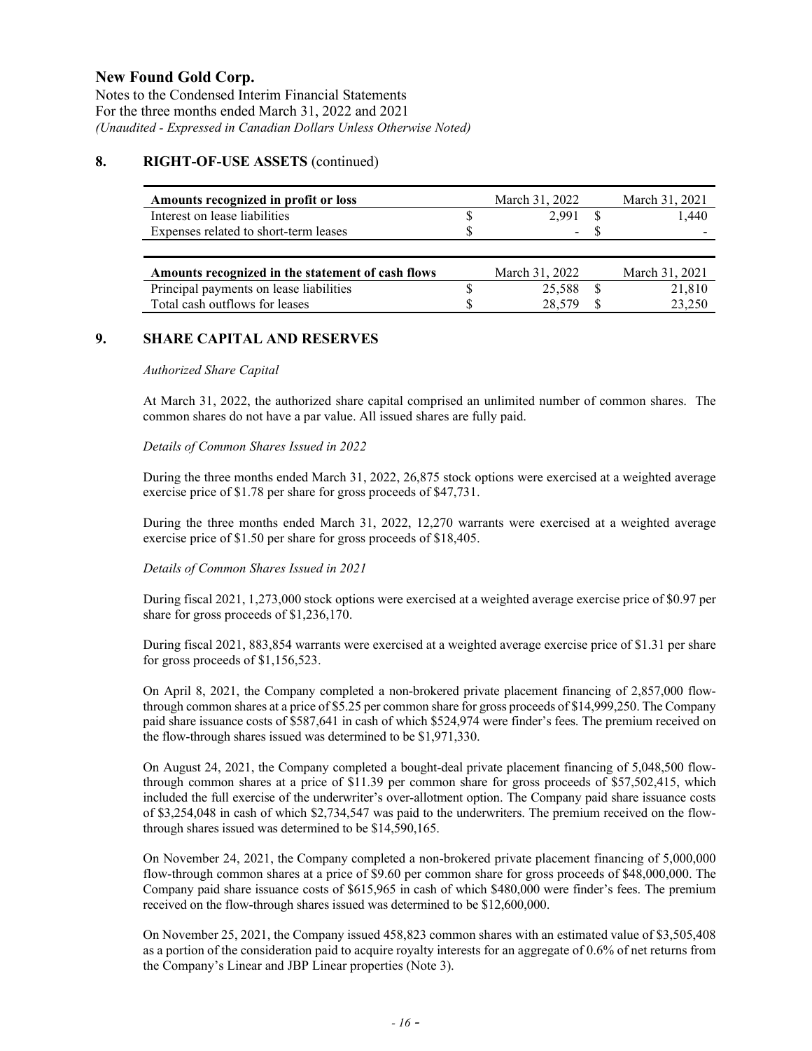## 8. RIGHT-OF-USE ASSETS (continued)

| Amounts recognized in profit or loss | March 31, 2022 | March 31, 2021 |
|---|---|---|
| Interest on lease liabilities | $ 2,991 | $ 1,440 |
| Expenses related to short-term leases | $ - | $ - |

| Amounts recognized in the statement of cash flows | March 31, 2022 | March 31, 2021 |
|---|---|---|
| Principal payments on lease liabilities | $ 25,588 | $ 21,810 |
| Total cash outflows for leases | $ 28,579 | $ 23,250 |

## 9. SHARE CAPITAL AND RESERVES

*Authorized Share Capital*

At March 31, 2022, the authorized share capital comprised an unlimited number of common shares. The common shares do not have a par value. All issued shares are fully paid.

*Details of Common Shares Issued in 2022*

During the three months ended March 31, 2022, 26,875 stock options were exercised at a weighted average exercise price of $1.78 per share for gross proceeds of $47,731.

During the three months ended March 31, 2022, 12,270 warrants were exercised at a weighted average exercise price of $1.50 per share for gross proceeds of $18,405.

*Details of Common Shares Issued in 2021*

During fiscal 2021, 1,273,000 stock options were exercised at a weighted average exercise price of $0.97 per share for gross proceeds of $1,236,170.

During fiscal 2021, 883,854 warrants were exercised at a weighted average exercise price of $1.31 per share for gross proceeds of $1,156,523.

On April 8, 2021, the Company completed a non-brokered private placement financing of 2,857,000 flow-through common shares at a price of $5.25 per common share for gross proceeds of $14,999,250. The Company paid share issuance costs of $587,641 in cash of which $524,974 were finder's fees. The premium received on the flow-through shares issued was determined to be $1,971,330.

On August 24, 2021, the Company completed a bought-deal private placement financing of 5,048,500 flow-through common shares at a price of $11.39 per common share for gross proceeds of $57,502,415, which included the full exercise of the underwriter's over-allotment option. The Company paid share issuance costs of $3,254,048 in cash of which $2,734,547 was paid to the underwriters. The premium received on the flow-through shares issued was determined to be $14,590,165.

On November 24, 2021, the Company completed a non-brokered private placement financing of 5,000,000 flow-through common shares at a price of $9.60 per common share for gross proceeds of $48,000,000. The Company paid share issuance costs of $615,965 in cash of which $480,000 were finder's fees. The premium received on the flow-through shares issued was determined to be $12,600,000.

On November 25, 2021, the Company issued 458,823 common shares with an estimated value of $3,505,408 as a portion of the consideration paid to acquire royalty interests for an aggregate of 0.6% of net returns from the Company's Linear and JBP Linear properties (Note 3).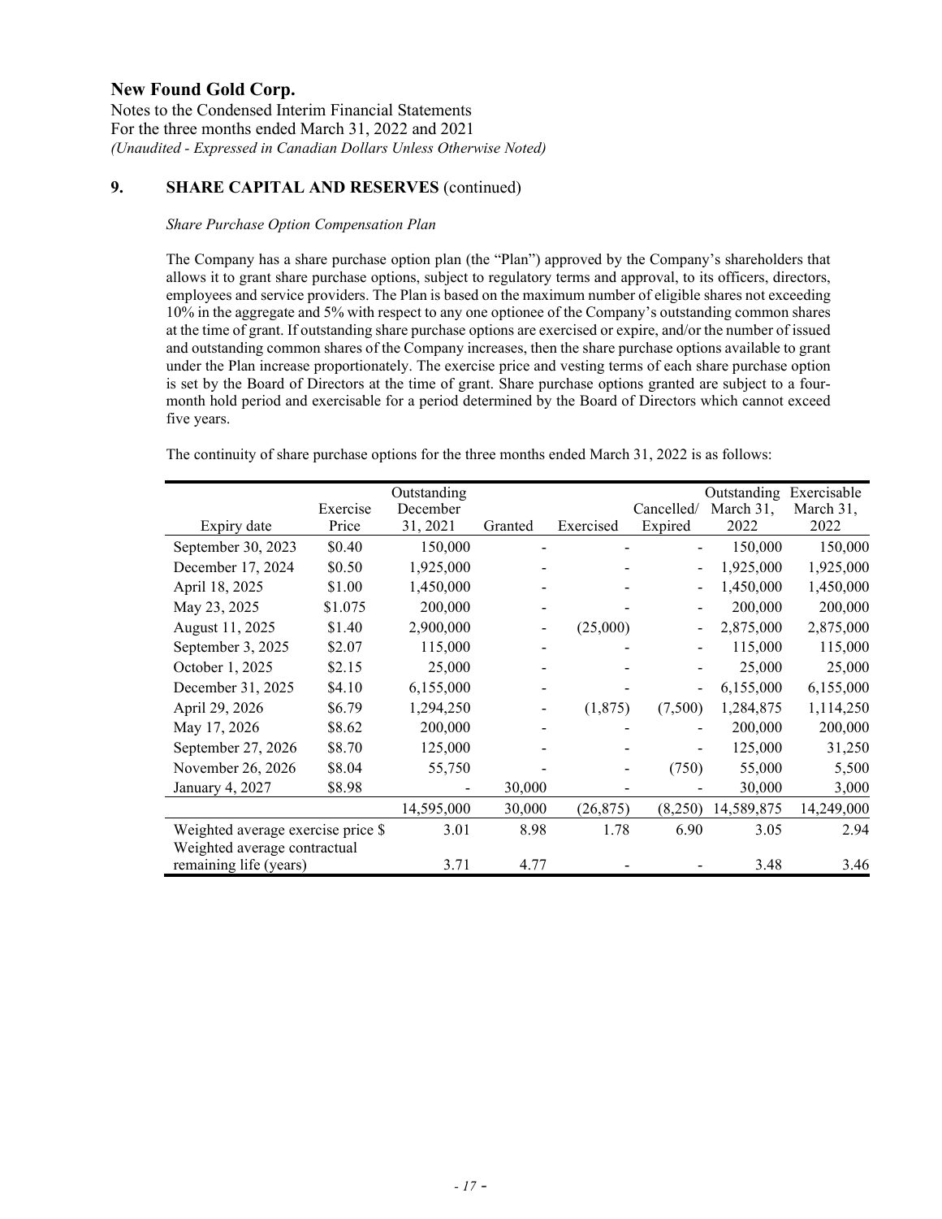# New Found Gold Corp.

Notes to the Condensed Interim Financial Statements
For the three months ended March 31, 2022 and 2021
*(Unaudited - Expressed in Canadian Dollars Unless Otherwise Noted)*

## 9. SHARE CAPITAL AND RESERVES (continued)

*Share Purchase Option Compensation Plan*

The Company has a share purchase option plan (the "Plan") approved by the Company's shareholders that allows it to grant share purchase options, subject to regulatory terms and approval, to its officers, directors, employees and service providers. The Plan is based on the maximum number of eligible shares not exceeding 10% in the aggregate and 5% with respect to any one optionee of the Company's outstanding common shares at the time of grant. If outstanding share purchase options are exercised or expire, and/or the number of issued and outstanding common shares of the Company increases, then the share purchase options available to grant under the Plan increase proportionately. The exercise price and vesting terms of each share purchase option is set by the Board of Directors at the time of grant. Share purchase options granted are subject to a four-month hold period and exercisable for a period determined by the Board of Directors which cannot exceed five years.

The continuity of share purchase options for the three months ended March 31, 2022 is as follows:

| Expiry date | Exercise Price | Outstanding December 31, 2021 | Granted | Exercised | Cancelled/ Expired | Outstanding March 31, 2022 | Exercisable March 31, 2022 |
|---|---|---|---|---|---|---|---|
| September 30, 2023 | $0.40 | 150,000 | - | - | - | 150,000 | 150,000 |
| December 17, 2024 | $0.50 | 1,925,000 | - | - | - | 1,925,000 | 1,925,000 |
| April 18, 2025 | $1.00 | 1,450,000 | - | - | - | 1,450,000 | 1,450,000 |
| May 23, 2025 | $1.075 | 200,000 | - | - | - | 200,000 | 200,000 |
| August 11, 2025 | $1.40 | 2,900,000 | - | (25,000) | - | 2,875,000 | 2,875,000 |
| September 3, 2025 | $2.07 | 115,000 | - | - | - | 115,000 | 115,000 |
| October 1, 2025 | $2.15 | 25,000 | - | - | - | 25,000 | 25,000 |
| December 31, 2025 | $4.10 | 6,155,000 | - | - | - | 6,155,000 | 6,155,000 |
| April 29, 2026 | $6.79 | 1,294,250 | - | (1,875) | (7,500) | 1,284,875 | 1,114,250 |
| May 17, 2026 | $8.62 | 200,000 | - | - | - | 200,000 | 200,000 |
| September 27, 2026 | $8.70 | 125,000 | - | - | - | 125,000 | 31,250 |
| November 26, 2026 | $8.04 | 55,750 | - | - | (750) | 55,000 | 5,500 |
| January 4, 2027 | $8.98 | - | 30,000 | - | - | 30,000 | 3,000 |
| | | 14,595,000 | 30,000 | (26,875) | (8,250) | 14,589,875 | 14,249,000 |
| Weighted average exercise price $ | | 3.01 | 8.98 | 1.78 | 6.90 | 3.05 | 2.94 |
| Weighted average contractual remaining life (years) | | 3.71 | 4.77 | - | - | 3.48 | 3.46 |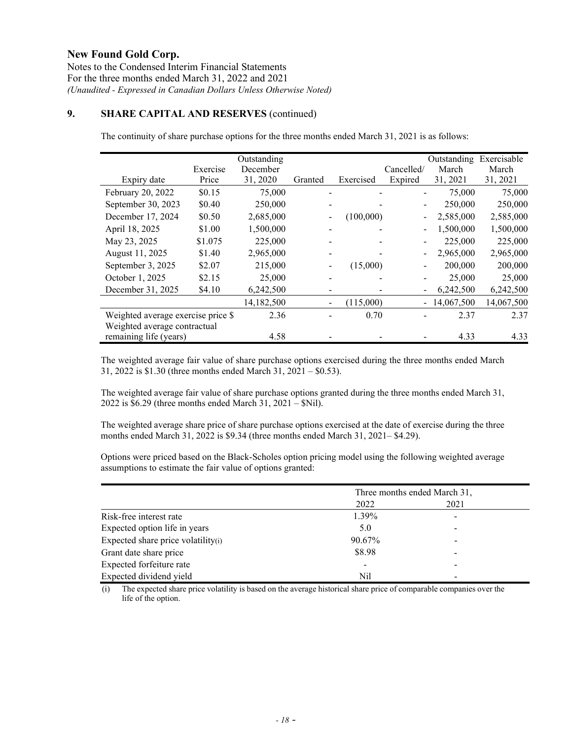**New Found Gold Corp.**

Notes to the Condensed Interim Financial Statements
For the three months ended March 31, 2022 and 2021
*(Unaudited - Expressed in Canadian Dollars Unless Otherwise Noted)*

## 9. SHARE CAPITAL AND RESERVES (continued)

The continuity of share purchase options for the three months ended March 31, 2021 is as follows:

| Expiry date | Exercise Price | Outstanding December 31, 2020 | Granted | Exercised | Cancelled/ Expired | Outstanding March 31, 2021 | Exercisable March 31, 2021 |
|---|---|---|---|---|---|---|---|
| February 20, 2022 | $0.15 | 75,000 | - | - | - | 75,000 | 75,000 |
| September 30, 2023 | $0.40 | 250,000 | - | - | - | 250,000 | 250,000 |
| December 17, 2024 | $0.50 | 2,685,000 | - | (100,000) | - | 2,585,000 | 2,585,000 |
| April 18, 2025 | $1.00 | 1,500,000 | - | - | - | 1,500,000 | 1,500,000 |
| May 23, 2025 | $1.075 | 225,000 | - | - | - | 225,000 | 225,000 |
| August 11, 2025 | $1.40 | 2,965,000 | - | - | - | 2,965,000 | 2,965,000 |
| September 3, 2025 | $2.07 | 215,000 | - | (15,000) | - | 200,000 | 200,000 |
| October 1, 2025 | $2.15 | 25,000 | - | - | - | 25,000 | 25,000 |
| December 31, 2025 | $4.10 | 6,242,500 | - | - | - | 6,242,500 | 6,242,500 |
| | | 14,182,500 | - | (115,000) | - | 14,067,500 | 14,067,500 |
| Weighted average exercise price $ | | 2.36 | - | 0.70 | - | 2.37 | 2.37 |
| Weighted average contractual remaining life (years) | | 4.58 | - | - | - | 4.33 | 4.33 |

The weighted average fair value of share purchase options exercised during the three months ended March 31, 2022 is $1.30 (three months ended March 31, 2021 – $0.53).

The weighted average fair value of share purchase options granted during the three months ended March 31, 2022 is $6.29 (three months ended March 31, 2021 – $Nil).

The weighted average share price of share purchase options exercised at the date of exercise during the three months ended March 31, 2022 is $9.34 (three months ended March 31, 2021– $4.29).

Options were priced based on the Black-Scholes option pricing model using the following weighted average assumptions to estimate the fair value of options granted:

| | Three months ended March 31, | |
|---|---|---|
| | 2022 | 2021 |
| Risk-free interest rate | 1.39% | - |
| Expected option life in years | 5.0 | - |
| Expected share price volatility(i) | 90.67% | - |
| Grant date share price | $8.98 | - |
| Expected forfeiture rate | - | - |
| Expected dividend yield | Nil | - |

(i) The expected share price volatility is based on the average historical share price of comparable companies over the life of the option.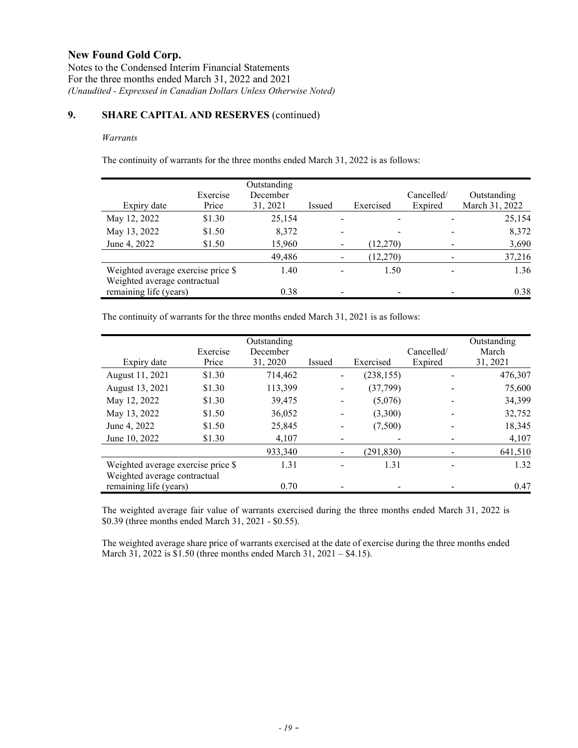# New Found Gold Corp.

Notes to the Condensed Interim Financial Statements
For the three months ended March 31, 2022 and 2021
*(Unaudited - Expressed in Canadian Dollars Unless Otherwise Noted)*

## 9. SHARE CAPITAL AND RESERVES (continued)

*Warrants*

The continuity of warrants for the three months ended March 31, 2022 is as follows:

| Expiry date | Exercise Price | Outstanding December 31, 2021 | Issued | Exercised | Cancelled/ Expired | Outstanding March 31, 2022 |
|---|---|---|---|---|---|---|
| May 12, 2022 | \$1.30 | 25,154 | - | - | - | 25,154 |
| May 13, 2022 | \$1.50 | 8,372 | - | - | - | 8,372 |
| June 4, 2022 | \$1.50 | 15,960 | - | (12,270) | - | 3,690 |
| | | 49,486 | - | (12,270) | - | 37,216 |
| Weighted average exercise price \$ | | 1.40 | - | 1.50 | - | 1.36 |
| Weighted average contractual remaining life (years) | | 0.38 | - | - | - | 0.38 |

The continuity of warrants for the three months ended March 31, 2021 is as follows:

| Expiry date | Exercise Price | Outstanding December 31, 2020 | Issued | Exercised | Cancelled/ Expired | Outstanding March 31, 2021 |
|---|---|---|---|---|---|---|
| August 11, 2021 | \$1.30 | 714,462 | - | (238,155) | - | 476,307 |
| August 13, 2021 | \$1.30 | 113,399 | - | (37,799) | - | 75,600 |
| May 12, 2022 | \$1.30 | 39,475 | - | (5,076) | - | 34,399 |
| May 13, 2022 | \$1.50 | 36,052 | - | (3,300) | - | 32,752 |
| June 4, 2022 | \$1.50 | 25,845 | - | (7,500) | - | 18,345 |
| June 10, 2022 | \$1.30 | 4,107 | - | - | - | 4,107 |
| | | 933,340 | - | (291,830) | - | 641,510 |
| Weighted average exercise price \$ | | 1.31 | - | 1.31 | - | 1.32 |
| Weighted average contractual remaining life (years) | | 0.70 | - | - | - | 0.47 |

The weighted average fair value of warrants exercised during the three months ended March 31, 2022 is \$0.39 (three months ended March 31, 2021 - \$0.55).

The weighted average share price of warrants exercised at the date of exercise during the three months ended March 31, 2022 is \$1.50 (three months ended March 31, 2021 – \$4.15).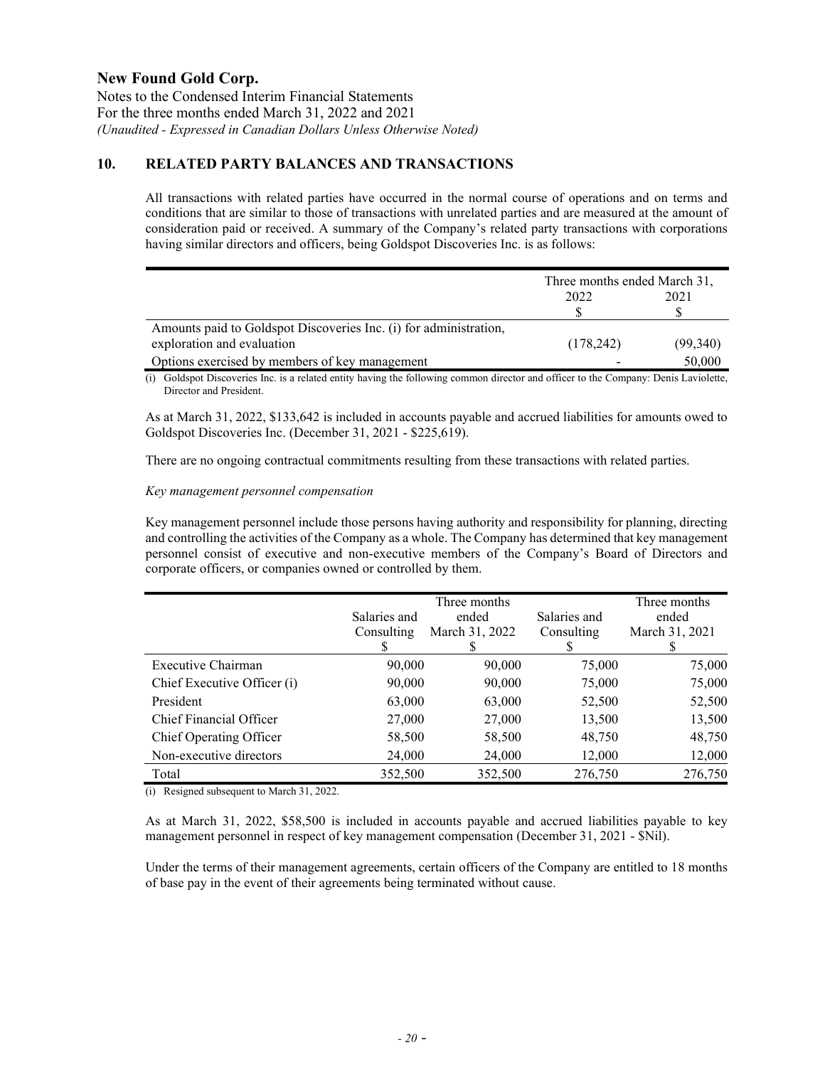# New Found Gold Corp.

Notes to the Condensed Interim Financial Statements
For the three months ended March 31, 2022 and 2021
*(Unaudited - Expressed in Canadian Dollars Unless Otherwise Noted)*

## 10. RELATED PARTY BALANCES AND TRANSACTIONS

All transactions with related parties have occurred in the normal course of operations and on terms and conditions that are similar to those of transactions with unrelated parties and are measured at the amount of consideration paid or received. A summary of the Company's related party transactions with corporations having similar directors and officers, being Goldspot Discoveries Inc. is as follows:

| | Three months ended March 31, | |
|---|---|---|
| | 2022 | 2021 |
| | $ | $ |
| Amounts paid to Goldspot Discoveries Inc. (i) for administration, exploration and evaluation | (178,242) | (99,340) |
| Options exercised by members of key management | - | 50,000 |

(i) Goldspot Discoveries Inc. is a related entity having the following common director and officer to the Company: Denis Laviolette, Director and President.

As at March 31, 2022, $133,642 is included in accounts payable and accrued liabilities for amounts owed to Goldspot Discoveries Inc. (December 31, 2021 - $225,619).

There are no ongoing contractual commitments resulting from these transactions with related parties.

*Key management personnel compensation*

Key management personnel include those persons having authority and responsibility for planning, directing and controlling the activities of the Company as a whole. The Company has determined that key management personnel consist of executive and non-executive members of the Company's Board of Directors and corporate officers, or companies owned or controlled by them.

| | Salaries and Consulting $ | Three months ended March 31, 2022 $ | Salaries and Consulting $ | Three months ended March 31, 2021 $ |
|---|---|---|---|---|
| Executive Chairman | 90,000 | 90,000 | 75,000 | 75,000 |
| Chief Executive Officer (i) | 90,000 | 90,000 | 75,000 | 75,000 |
| President | 63,000 | 63,000 | 52,500 | 52,500 |
| Chief Financial Officer | 27,000 | 27,000 | 13,500 | 13,500 |
| Chief Operating Officer | 58,500 | 58,500 | 48,750 | 48,750 |
| Non-executive directors | 24,000 | 24,000 | 12,000 | 12,000 |
| Total | 352,500 | 352,500 | 276,750 | 276,750 |

(i) Resigned subsequent to March 31, 2022.

As at March 31, 2022, $58,500 is included in accounts payable and accrued liabilities payable to key management personnel in respect of key management compensation (December 31, 2021 - $Nil).

Under the terms of their management agreements, certain officers of the Company are entitled to 18 months of base pay in the event of their agreements being terminated without cause.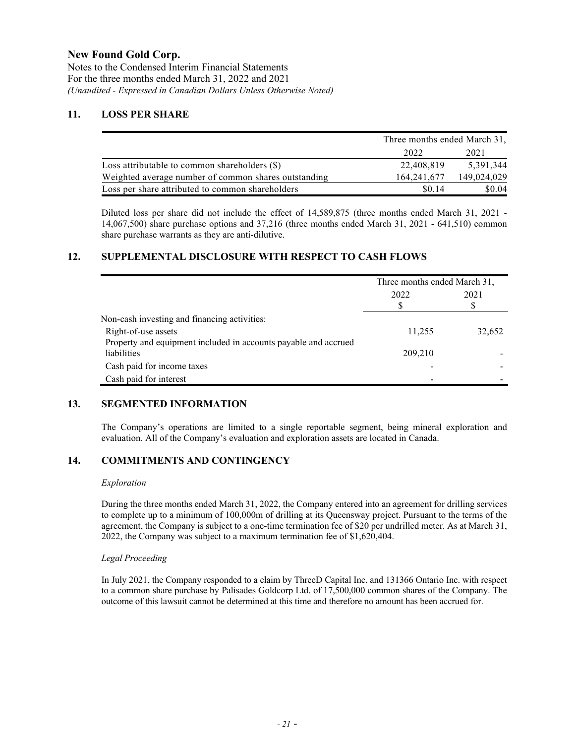## New Found Gold Corp.

Notes to the Condensed Interim Financial Statements
For the three months ended March 31, 2022 and 2021
*(Unaudited - Expressed in Canadian Dollars Unless Otherwise Noted)*

### 11. LOSS PER SHARE

| | Three months ended March 31, | |
|---|---|---|
| | 2022 | 2021 |
| Loss attributable to common shareholders ($) | 22,408,819 | 5,391,344 |
| Weighted average number of common shares outstanding | 164,241,677 | 149,024,029 |
| Loss per share attributed to common shareholders | $0.14 | $0.04 |

Diluted loss per share did not include the effect of 14,589,875 (three months ended March 31, 2021 - 14,067,500) share purchase options and 37,216 (three months ended March 31, 2021 - 641,510) common share purchase warrants as they are anti-dilutive.

### 12. SUPPLEMENTAL DISCLOSURE WITH RESPECT TO CASH FLOWS

| | Three months ended March 31, | |
|---|---|---|
| | 2022 | 2021 |
| | $ | $ |
| Non-cash investing and financing activities: | | |
| Right-of-use assets | 11,255 | 32,652 |
| Property and equipment included in accounts payable and accrued liabilities | 209,210 | - |
| Cash paid for income taxes | - | - |
| Cash paid for interest | - | - |

### 13. SEGMENTED INFORMATION

The Company's operations are limited to a single reportable segment, being mineral exploration and evaluation. All of the Company's evaluation and exploration assets are located in Canada.

### 14. COMMITMENTS AND CONTINGENCY

*Exploration*

During the three months ended March 31, 2022, the Company entered into an agreement for drilling services to complete up to a minimum of 100,000m of drilling at its Queensway project. Pursuant to the terms of the agreement, the Company is subject to a one-time termination fee of $20 per undrilled meter. As at March 31, 2022, the Company was subject to a maximum termination fee of $1,620,404.

*Legal Proceeding*

In July 2021, the Company responded to a claim by ThreeD Capital Inc. and 131366 Ontario Inc. with respect to a common share purchase by Palisades Goldcorp Ltd. of 17,500,000 common shares of the Company. The outcome of this lawsuit cannot be determined at this time and therefore no amount has been accrued for.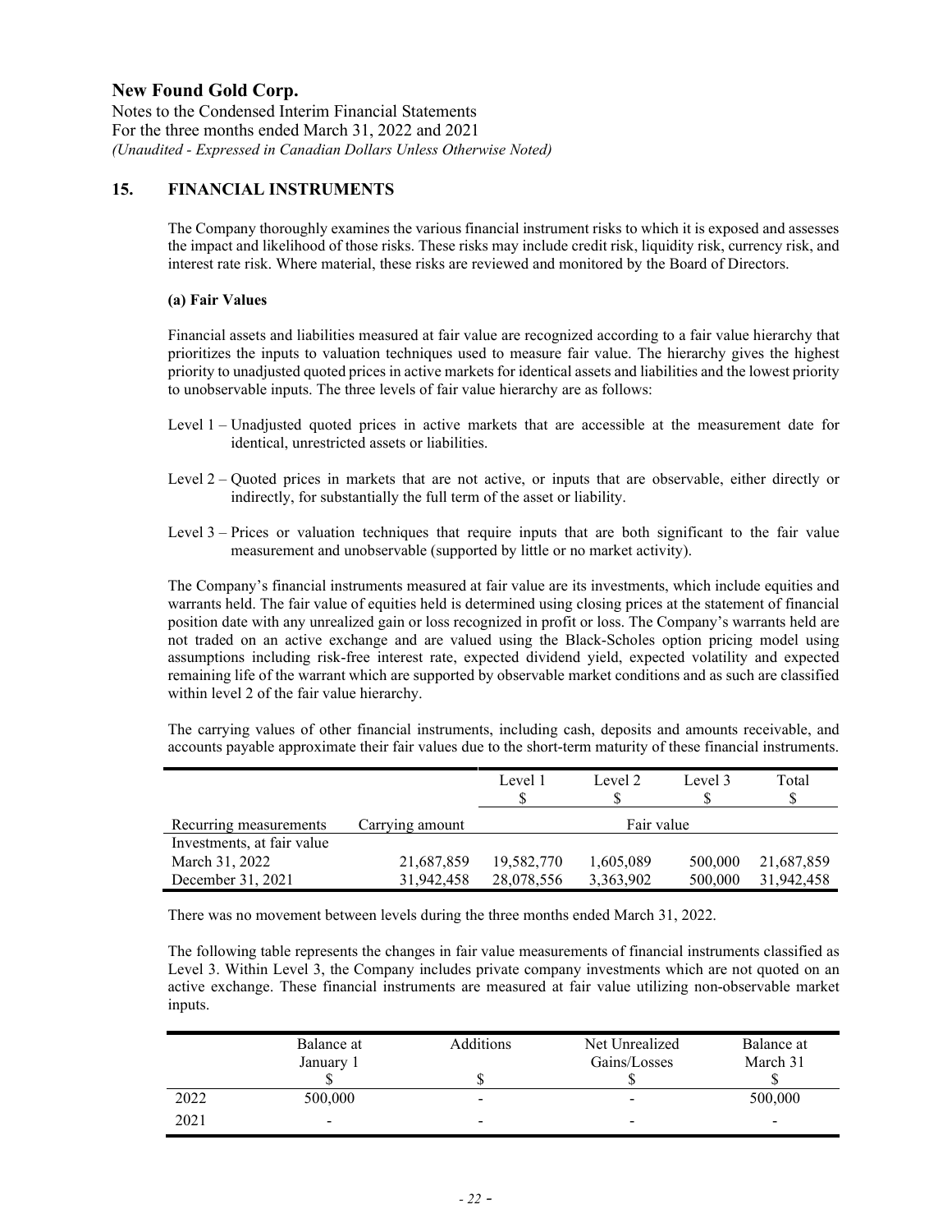# New Found Gold Corp.

Notes to the Condensed Interim Financial Statements
For the three months ended March 31, 2022 and 2021
*(Unaudited - Expressed in Canadian Dollars Unless Otherwise Noted)*

## 15. FINANCIAL INSTRUMENTS

The Company thoroughly examines the various financial instrument risks to which it is exposed and assesses the impact and likelihood of those risks. These risks may include credit risk, liquidity risk, currency risk, and interest rate risk. Where material, these risks are reviewed and monitored by the Board of Directors.

**(a) Fair Values**

Financial assets and liabilities measured at fair value are recognized according to a fair value hierarchy that prioritizes the inputs to valuation techniques used to measure fair value. The hierarchy gives the highest priority to unadjusted quoted prices in active markets for identical assets and liabilities and the lowest priority to unobservable inputs. The three levels of fair value hierarchy are as follows:

Level 1 – Unadjusted quoted prices in active markets that are accessible at the measurement date for identical, unrestricted assets or liabilities.

Level 2 – Quoted prices in markets that are not active, or inputs that are observable, either directly or indirectly, for substantially the full term of the asset or liability.

Level 3 – Prices or valuation techniques that require inputs that are both significant to the fair value measurement and unobservable (supported by little or no market activity).

The Company's financial instruments measured at fair value are its investments, which include equities and warrants held. The fair value of equities held is determined using closing prices at the statement of financial position date with any unrealized gain or loss recognized in profit or loss. The Company's warrants held are not traded on an active exchange and are valued using the Black-Scholes option pricing model using assumptions including risk-free interest rate, expected dividend yield, expected volatility and expected remaining life of the warrant which are supported by observable market conditions and as such are classified within level 2 of the fair value hierarchy.

The carrying values of other financial instruments, including cash, deposits and amounts receivable, and accounts payable approximate their fair values due to the short-term maturity of these financial instruments.

| | | Level 1<br>$ | Level 2<br>$ | Level 3<br>$ | Total<br>$ |
|---|---|---|---|---|---|
| Recurring measurements | Carrying amount | Fair value | | | |
| Investments, at fair value | | | | | |
| March 31, 2022 | 21,687,859 | 19,582,770 | 1,605,089 | 500,000 | 21,687,859 |
| December 31, 2021 | 31,942,458 | 28,078,556 | 3,363,902 | 500,000 | 31,942,458 |

There was no movement between levels during the three months ended March 31, 2022.

The following table represents the changes in fair value measurements of financial instruments classified as Level 3. Within Level 3, the Company includes private company investments which are not quoted on an active exchange. These financial instruments are measured at fair value utilizing non-observable market inputs.

| | Balance at January 1<br>$ | Additions<br>$ | Net Unrealized Gains/Losses<br>$ | Balance at March 31<br>$ |
|---|---|---|---|---|
| 2022 | 500,000 | - | - | 500,000 |
| 2021 | - | - | - | - |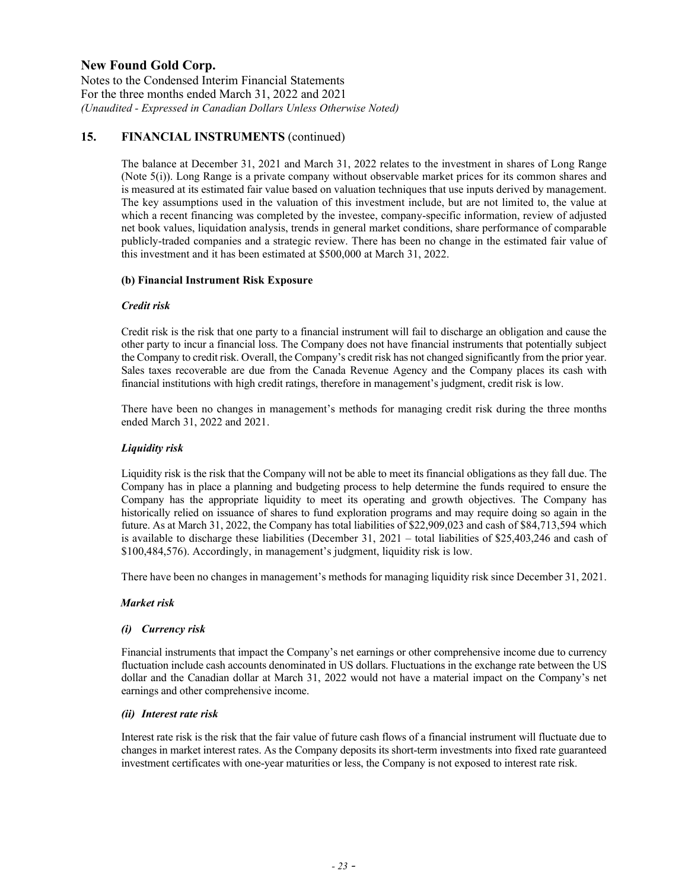## 15. FINANCIAL INSTRUMENTS (continued)

The balance at December 31, 2021 and March 31, 2022 relates to the investment in shares of Long Range (Note 5(i)). Long Range is a private company without observable market prices for its common shares and is measured at its estimated fair value based on valuation techniques that use inputs derived by management. The key assumptions used in the valuation of this investment include, but are not limited to, the value at which a recent financing was completed by the investee, company-specific information, review of adjusted net book values, liquidation analysis, trends in general market conditions, share performance of comparable publicly-traded companies and a strategic review. There has been no change in the estimated fair value of this investment and it has been estimated at $500,000 at March 31, 2022.

**(b) Financial Instrument Risk Exposure**

***Credit risk***

Credit risk is the risk that one party to a financial instrument will fail to discharge an obligation and cause the other party to incur a financial loss. The Company does not have financial instruments that potentially subject the Company to credit risk. Overall, the Company's credit risk has not changed significantly from the prior year. Sales taxes recoverable are due from the Canada Revenue Agency and the Company places its cash with financial institutions with high credit ratings, therefore in management's judgment, credit risk is low.

There have been no changes in management's methods for managing credit risk during the three months ended March 31, 2022 and 2021.

***Liquidity risk***

Liquidity risk is the risk that the Company will not be able to meet its financial obligations as they fall due. The Company has in place a planning and budgeting process to help determine the funds required to ensure the Company has the appropriate liquidity to meet its operating and growth objectives. The Company has historically relied on issuance of shares to fund exploration programs and may require doing so again in the future. As at March 31, 2022, the Company has total liabilities of $22,909,023 and cash of $84,713,594 which is available to discharge these liabilities (December 31, 2021 – total liabilities of $25,403,246 and cash of $100,484,576). Accordingly, in management's judgment, liquidity risk is low.

There have been no changes in management's methods for managing liquidity risk since December 31, 2021.

***Market risk***

***(i) Currency risk***

Financial instruments that impact the Company's net earnings or other comprehensive income due to currency fluctuation include cash accounts denominated in US dollars. Fluctuations in the exchange rate between the US dollar and the Canadian dollar at March 31, 2022 would not have a material impact on the Company's net earnings and other comprehensive income.

***(ii) Interest rate risk***

Interest rate risk is the risk that the fair value of future cash flows of a financial instrument will fluctuate due to changes in market interest rates. As the Company deposits its short-term investments into fixed rate guaranteed investment certificates with one-year maturities or less, the Company is not exposed to interest rate risk.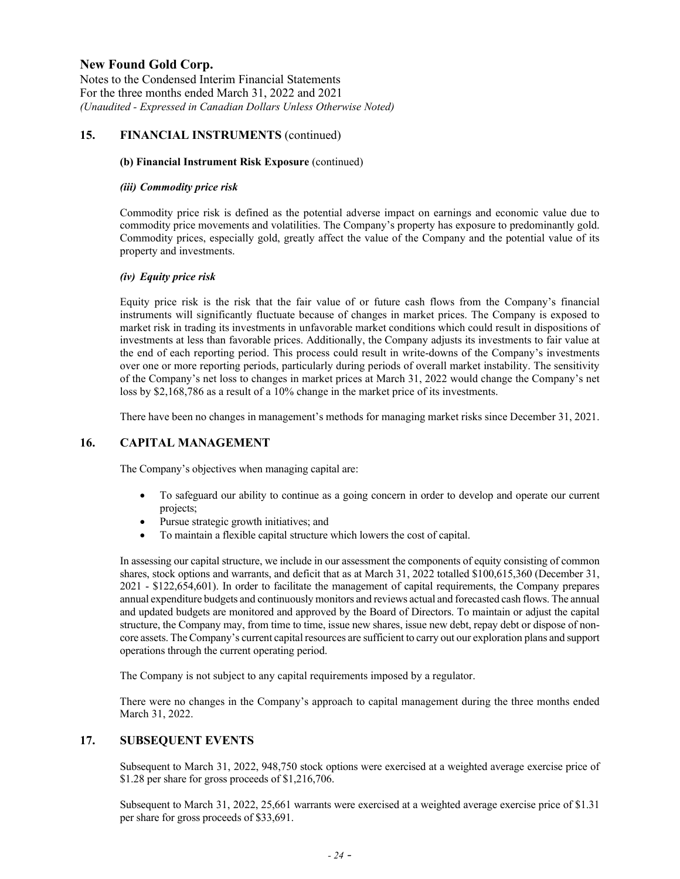## 15. FINANCIAL INSTRUMENTS (continued)

### (b) Financial Instrument Risk Exposure (continued)

#### *(iii) Commodity price risk*

Commodity price risk is defined as the potential adverse impact on earnings and economic value due to commodity price movements and volatilities. The Company's property has exposure to predominantly gold. Commodity prices, especially gold, greatly affect the value of the Company and the potential value of its property and investments.

#### *(iv) Equity price risk*

Equity price risk is the risk that the fair value of or future cash flows from the Company's financial instruments will significantly fluctuate because of changes in market prices. The Company is exposed to market risk in trading its investments in unfavorable market conditions which could result in dispositions of investments at less than favorable prices. Additionally, the Company adjusts its investments to fair value at the end of each reporting period. This process could result in write-downs of the Company's investments over one or more reporting periods, particularly during periods of overall market instability. The sensitivity of the Company's net loss to changes in market prices at March 31, 2022 would change the Company's net loss by $2,168,786 as a result of a 10% change in the market price of its investments.

There have been no changes in management's methods for managing market risks since December 31, 2021.

## 16. CAPITAL MANAGEMENT

The Company's objectives when managing capital are:

- To safeguard our ability to continue as a going concern in order to develop and operate our current projects;
- Pursue strategic growth initiatives; and
- To maintain a flexible capital structure which lowers the cost of capital.

In assessing our capital structure, we include in our assessment the components of equity consisting of common shares, stock options and warrants, and deficit that as at March 31, 2022 totalled $100,615,360 (December 31, 2021 - $122,654,601). In order to facilitate the management of capital requirements, the Company prepares annual expenditure budgets and continuously monitors and reviews actual and forecasted cash flows. The annual and updated budgets are monitored and approved by the Board of Directors. To maintain or adjust the capital structure, the Company may, from time to time, issue new shares, issue new debt, repay debt or dispose of non-core assets. The Company's current capital resources are sufficient to carry out our exploration plans and support operations through the current operating period.

The Company is not subject to any capital requirements imposed by a regulator.

There were no changes in the Company's approach to capital management during the three months ended March 31, 2022.

## 17. SUBSEQUENT EVENTS

Subsequent to March 31, 2022, 948,750 stock options were exercised at a weighted average exercise price of $1.28 per share for gross proceeds of $1,216,706.

Subsequent to March 31, 2022, 25,661 warrants were exercised at a weighted average exercise price of $1.31 per share for gross proceeds of $33,691.